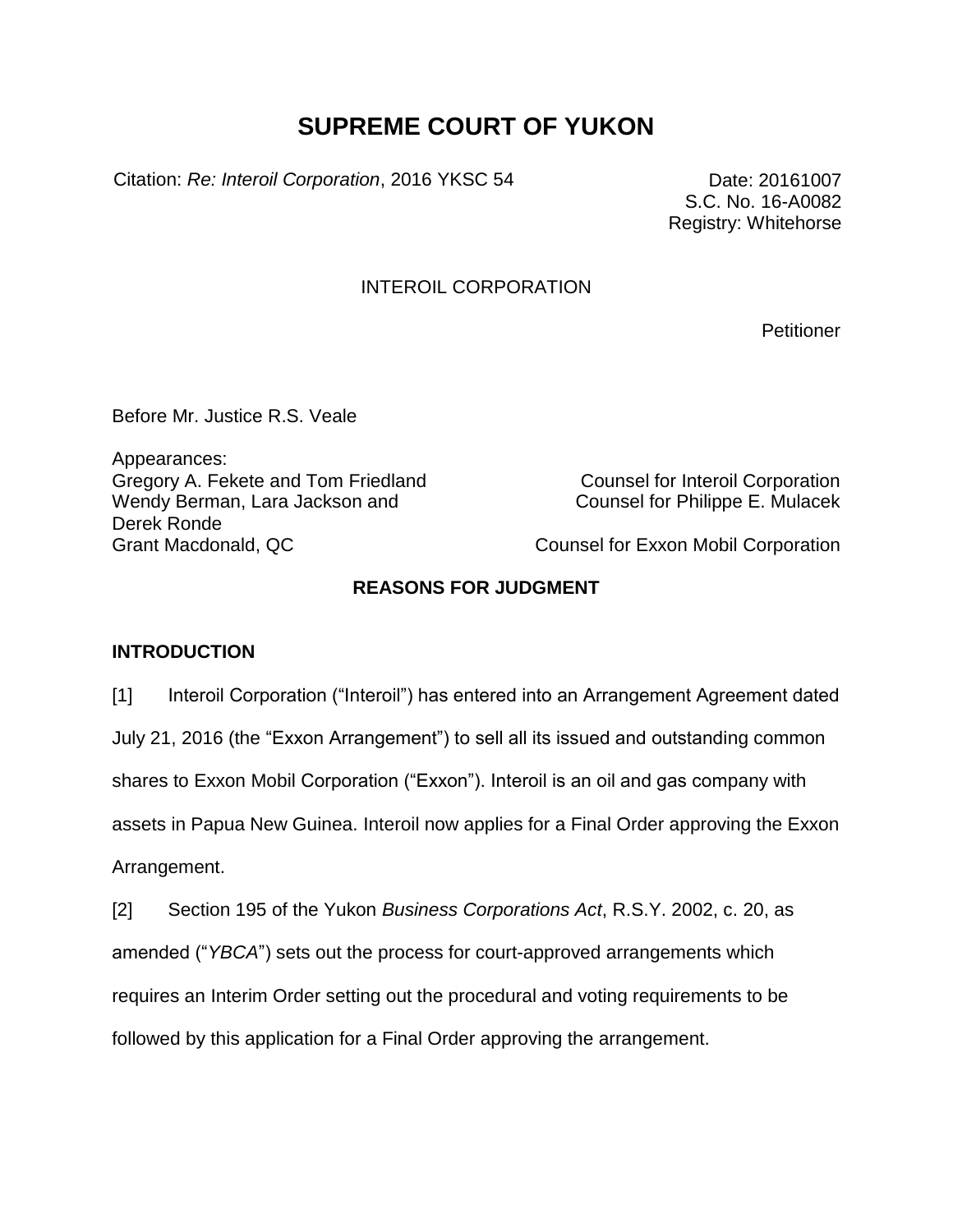# SUPREME COURT OF YUKON

Citation: *Re: Interoil Corporation*, 2016 YKSC 54

Date: 20161007
S.C. No. 16-A0082
Registry: Whitehorse

INTEROIL CORPORATION

Petitioner

Before Mr. Justice R.S. Veale

Appearances:

| | |
|---|---|
| Gregory A. Fekete and Tom Friedland | Counsel for Interoil Corporation |
| Wendy Berman, Lara Jackson and Derek Ronde | Counsel for Philippe E. Mulacek |
| Grant Macdonald, QC | Counsel for Exxon Mobil Corporation |

## REASONS FOR JUDGMENT

### INTRODUCTION

[1] Interoil Corporation ("Interoil") has entered into an Arrangement Agreement dated July 21, 2016 (the "Exxon Arrangement") to sell all its issued and outstanding common shares to Exxon Mobil Corporation ("Exxon"). Interoil is an oil and gas company with assets in Papua New Guinea. Interoil now applies for a Final Order approving the Exxon Arrangement.

[2] Section 195 of the Yukon *Business Corporations Act*, R.S.Y. 2002, c. 20, as amended ("*YBCA*") sets out the process for court-approved arrangements which requires an Interim Order setting out the procedural and voting requirements to be followed by this application for a Final Order approving the arrangement.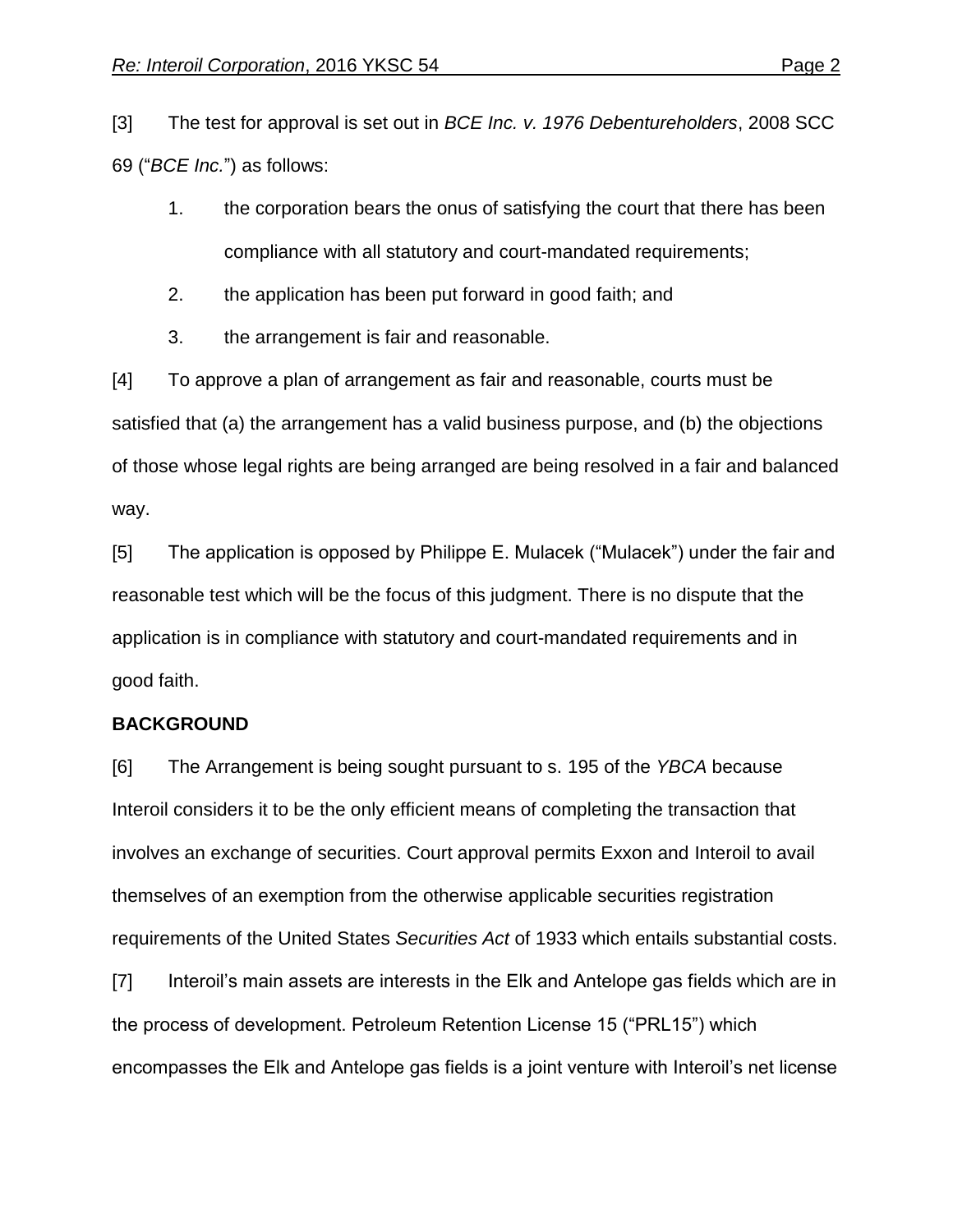[3] The test for approval is set out in *BCE Inc. v. 1976 Debentureholders*, 2008 SCC 69 ("*BCE Inc.*") as follows:

1. the corporation bears the onus of satisfying the court that there has been compliance with all statutory and court-mandated requirements;
2. the application has been put forward in good faith; and
3. the arrangement is fair and reasonable.

[4] To approve a plan of arrangement as fair and reasonable, courts must be satisfied that (a) the arrangement has a valid business purpose, and (b) the objections of those whose legal rights are being arranged are being resolved in a fair and balanced way.

[5] The application is opposed by Philippe E. Mulacek ("Mulacek") under the fair and reasonable test which will be the focus of this judgment. There is no dispute that the application is in compliance with statutory and court-mandated requirements and in good faith.

**BACKGROUND**

[6] The Arrangement is being sought pursuant to s. 195 of the *YBCA* because Interoil considers it to be the only efficient means of completing the transaction that involves an exchange of securities. Court approval permits Exxon and Interoil to avail themselves of an exemption from the otherwise applicable securities registration requirements of the United States *Securities Act* of 1933 which entails substantial costs.

[7] Interoil's main assets are interests in the Elk and Antelope gas fields which are in the process of development. Petroleum Retention License 15 ("PRL15") which encompasses the Elk and Antelope gas fields is a joint venture with Interoil's net license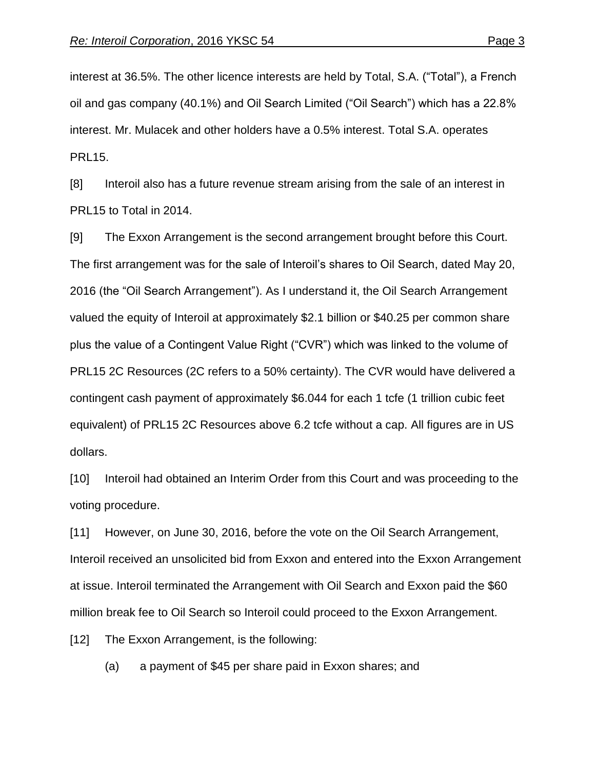interest at 36.5%. The other licence interests are held by Total, S.A. ("Total"), a French oil and gas company (40.1%) and Oil Search Limited ("Oil Search") which has a 22.8% interest. Mr. Mulacek and other holders have a 0.5% interest. Total S.A. operates PRL15.

[8] Interoil also has a future revenue stream arising from the sale of an interest in PRL15 to Total in 2014.

[9] The Exxon Arrangement is the second arrangement brought before this Court. The first arrangement was for the sale of Interoil's shares to Oil Search, dated May 20, 2016 (the "Oil Search Arrangement"). As I understand it, the Oil Search Arrangement valued the equity of Interoil at approximately $2.1 billion or $40.25 per common share plus the value of a Contingent Value Right ("CVR") which was linked to the volume of PRL15 2C Resources (2C refers to a 50% certainty). The CVR would have delivered a contingent cash payment of approximately $6.044 for each 1 tcfe (1 trillion cubic feet equivalent) of PRL15 2C Resources above 6.2 tcfe without a cap. All figures are in US dollars.

[10] Interoil had obtained an Interim Order from this Court and was proceeding to the voting procedure.

[11] However, on June 30, 2016, before the vote on the Oil Search Arrangement, Interoil received an unsolicited bid from Exxon and entered into the Exxon Arrangement at issue. Interoil terminated the Arrangement with Oil Search and Exxon paid the $60 million break fee to Oil Search so Interoil could proceed to the Exxon Arrangement.

[12] The Exxon Arrangement, is the following:

(a) a payment of $45 per share paid in Exxon shares; and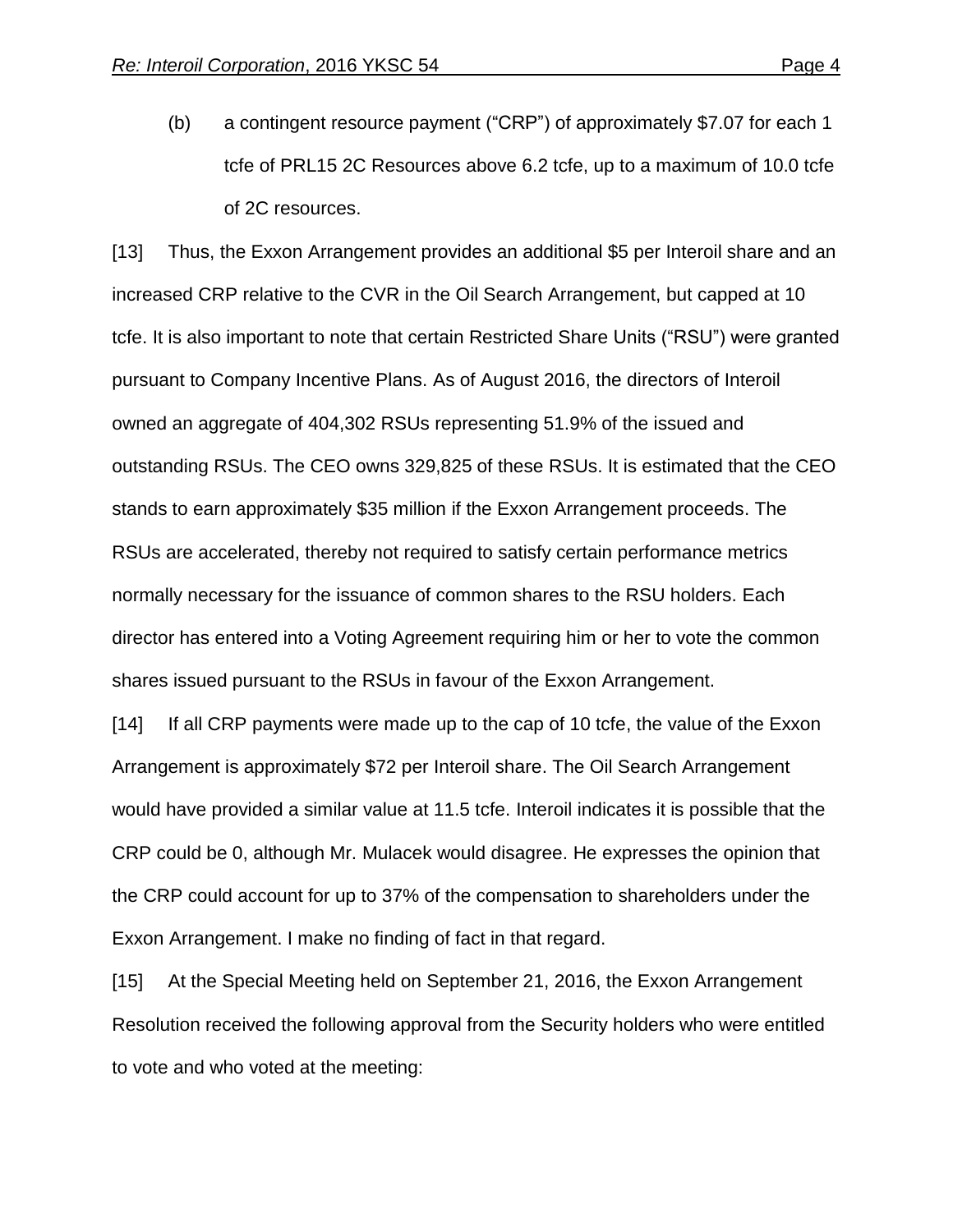(b) a contingent resource payment ("CRP") of approximately $7.07 for each 1 tcfe of PRL15 2C Resources above 6.2 tcfe, up to a maximum of 10.0 tcfe of 2C resources.

[13] Thus, the Exxon Arrangement provides an additional $5 per Interoil share and an increased CRP relative to the CVR in the Oil Search Arrangement, but capped at 10 tcfe. It is also important to note that certain Restricted Share Units ("RSU") were granted pursuant to Company Incentive Plans. As of August 2016, the directors of Interoil owned an aggregate of 404,302 RSUs representing 51.9% of the issued and outstanding RSUs. The CEO owns 329,825 of these RSUs. It is estimated that the CEO stands to earn approximately $35 million if the Exxon Arrangement proceeds. The RSUs are accelerated, thereby not required to satisfy certain performance metrics normally necessary for the issuance of common shares to the RSU holders. Each director has entered into a Voting Agreement requiring him or her to vote the common shares issued pursuant to the RSUs in favour of the Exxon Arrangement.

[14] If all CRP payments were made up to the cap of 10 tcfe, the value of the Exxon Arrangement is approximately $72 per Interoil share. The Oil Search Arrangement would have provided a similar value at 11.5 tcfe. Interoil indicates it is possible that the CRP could be 0, although Mr. Mulacek would disagree. He expresses the opinion that the CRP could account for up to 37% of the compensation to shareholders under the Exxon Arrangement. I make no finding of fact in that regard.

[15] At the Special Meeting held on September 21, 2016, the Exxon Arrangement Resolution received the following approval from the Security holders who were entitled to vote and who voted at the meeting: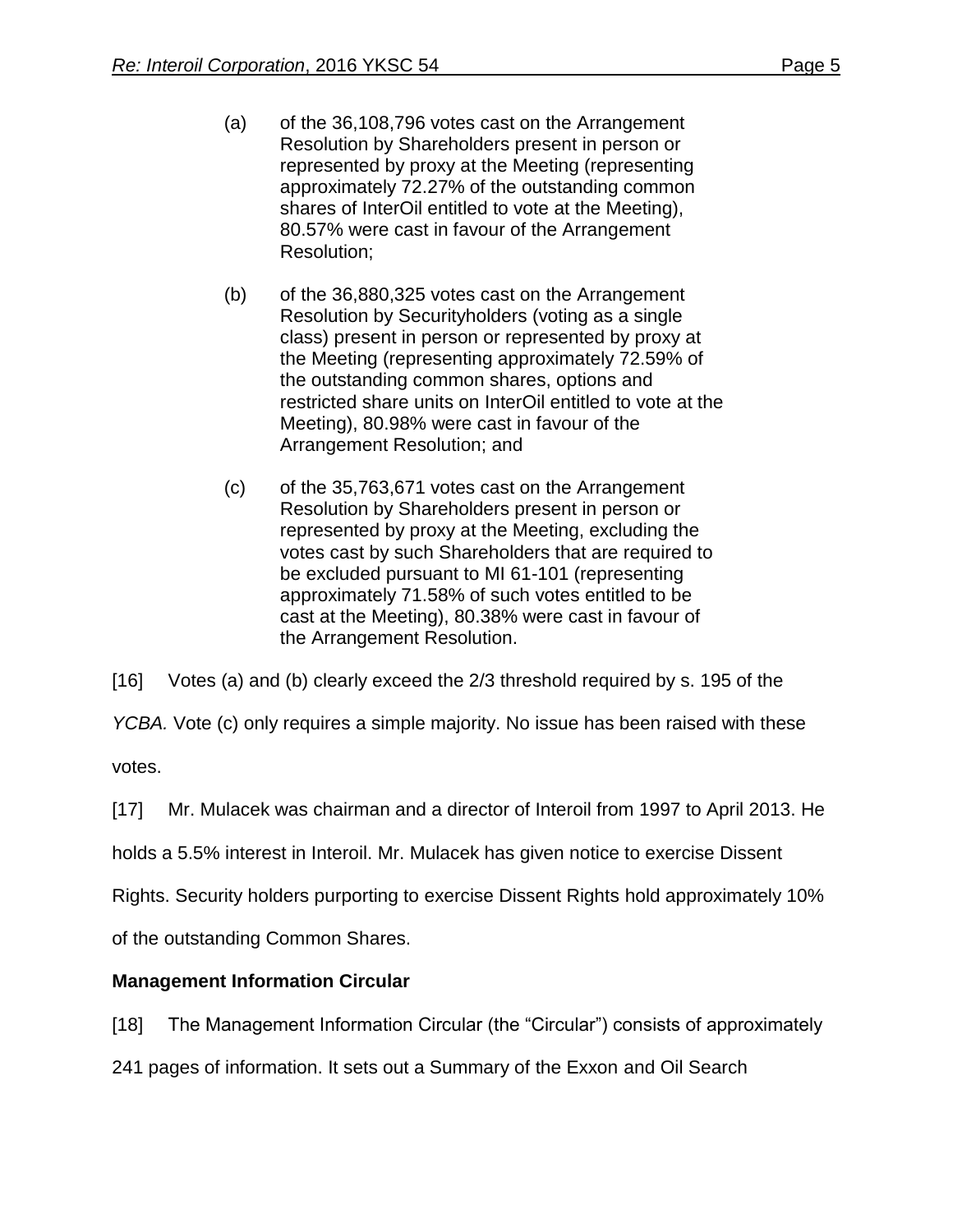(a) of the 36,108,796 votes cast on the Arrangement Resolution by Shareholders present in person or represented by proxy at the Meeting (representing approximately 72.27% of the outstanding common shares of InterOil entitled to vote at the Meeting), 80.57% were cast in favour of the Arrangement Resolution;

(b) of the 36,880,325 votes cast on the Arrangement Resolution by Securityholders (voting as a single class) present in person or represented by proxy at the Meeting (representing approximately 72.59% of the outstanding common shares, options and restricted share units on InterOil entitled to vote at the Meeting), 80.98% were cast in favour of the Arrangement Resolution; and

(c) of the 35,763,671 votes cast on the Arrangement Resolution by Shareholders present in person or represented by proxy at the Meeting, excluding the votes cast by such Shareholders that are required to be excluded pursuant to MI 61-101 (representing approximately 71.58% of such votes entitled to be cast at the Meeting), 80.38% were cast in favour of the Arrangement Resolution.

[16] Votes (a) and (b) clearly exceed the 2/3 threshold required by s. 195 of the *YCBA.* Vote (c) only requires a simple majority. No issue has been raised with these votes.

[17] Mr. Mulacek was chairman and a director of Interoil from 1997 to April 2013. He holds a 5.5% interest in Interoil. Mr. Mulacek has given notice to exercise Dissent Rights. Security holders purporting to exercise Dissent Rights hold approximately 10% of the outstanding Common Shares.

**Management Information Circular**

[18] The Management Information Circular (the "Circular") consists of approximately 241 pages of information. It sets out a Summary of the Exxon and Oil Search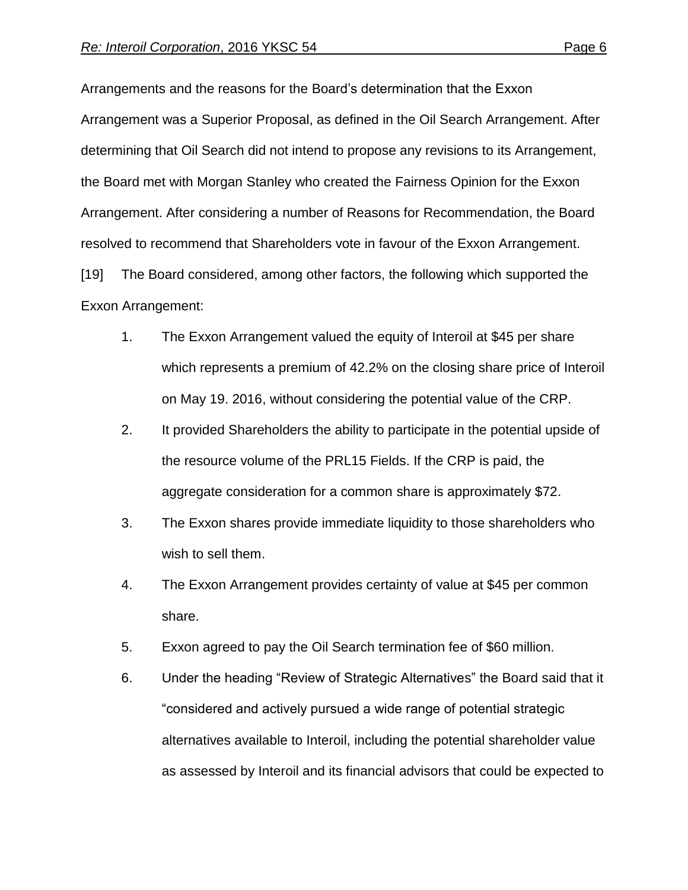Arrangements and the reasons for the Board's determination that the Exxon Arrangement was a Superior Proposal, as defined in the Oil Search Arrangement. After determining that Oil Search did not intend to propose any revisions to its Arrangement, the Board met with Morgan Stanley who created the Fairness Opinion for the Exxon Arrangement. After considering a number of Reasons for Recommendation, the Board resolved to recommend that Shareholders vote in favour of the Exxon Arrangement.

[19] The Board considered, among other factors, the following which supported the Exxon Arrangement:

1. The Exxon Arrangement valued the equity of Interoil at $45 per share which represents a premium of 42.2% on the closing share price of Interoil on May 19. 2016, without considering the potential value of the CRP.
2. It provided Shareholders the ability to participate in the potential upside of the resource volume of the PRL15 Fields. If the CRP is paid, the aggregate consideration for a common share is approximately $72.
3. The Exxon shares provide immediate liquidity to those shareholders who wish to sell them.
4. The Exxon Arrangement provides certainty of value at $45 per common share.
5. Exxon agreed to pay the Oil Search termination fee of $60 million.
6. Under the heading "Review of Strategic Alternatives" the Board said that it "considered and actively pursued a wide range of potential strategic alternatives available to Interoil, including the potential shareholder value as assessed by Interoil and its financial advisors that could be expected to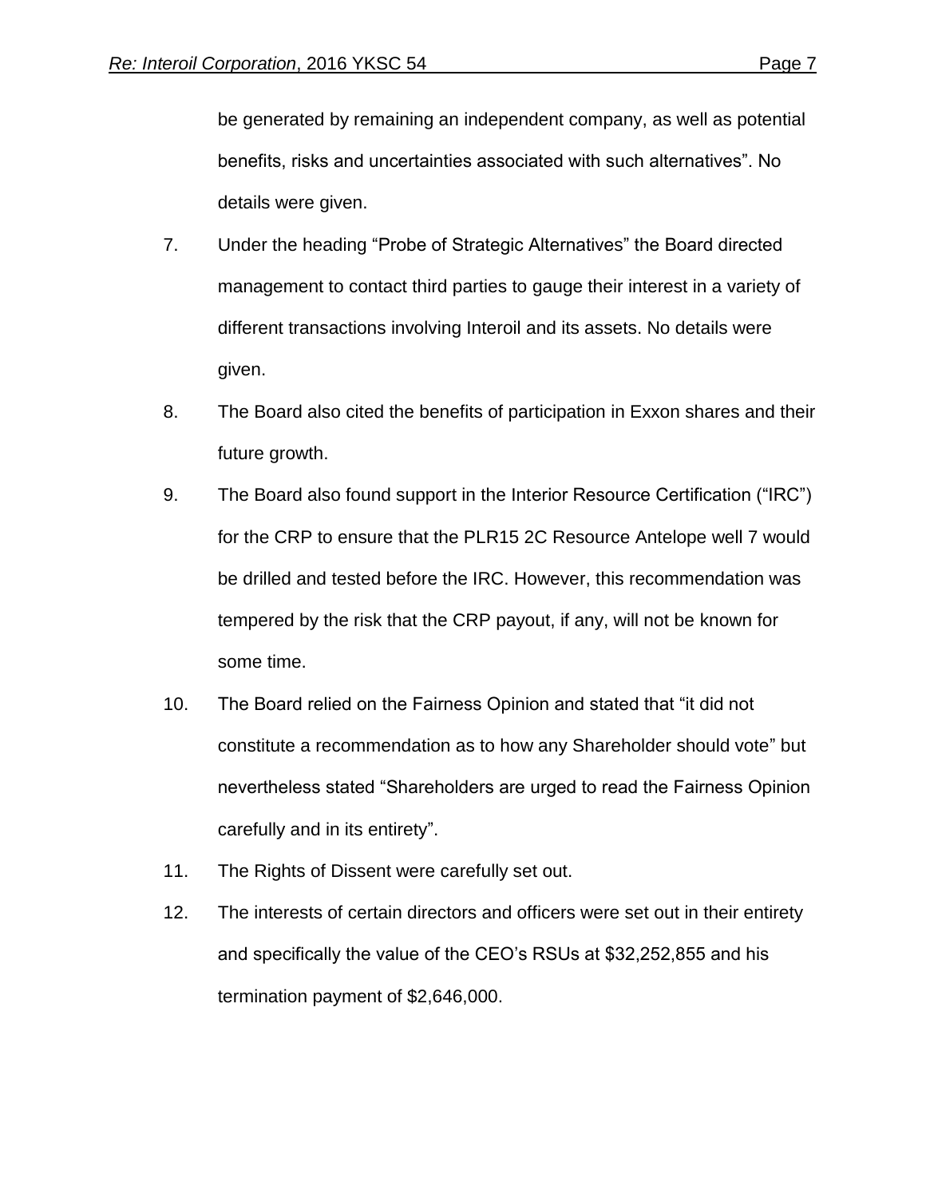be generated by remaining an independent company, as well as potential benefits, risks and uncertainties associated with such alternatives". No details were given.

7. Under the heading "Probe of Strategic Alternatives" the Board directed management to contact third parties to gauge their interest in a variety of different transactions involving Interoil and its assets. No details were given.

8. The Board also cited the benefits of participation in Exxon shares and their future growth.

9. The Board also found support in the Interior Resource Certification ("IRC") for the CRP to ensure that the PLR15 2C Resource Antelope well 7 would be drilled and tested before the IRC. However, this recommendation was tempered by the risk that the CRP payout, if any, will not be known for some time.

10. The Board relied on the Fairness Opinion and stated that "it did not constitute a recommendation as to how any Shareholder should vote" but nevertheless stated "Shareholders are urged to read the Fairness Opinion carefully and in its entirety".

11. The Rights of Dissent were carefully set out.

12. The interests of certain directors and officers were set out in their entirety and specifically the value of the CEO's RSUs at $32,252,855 and his termination payment of $2,646,000.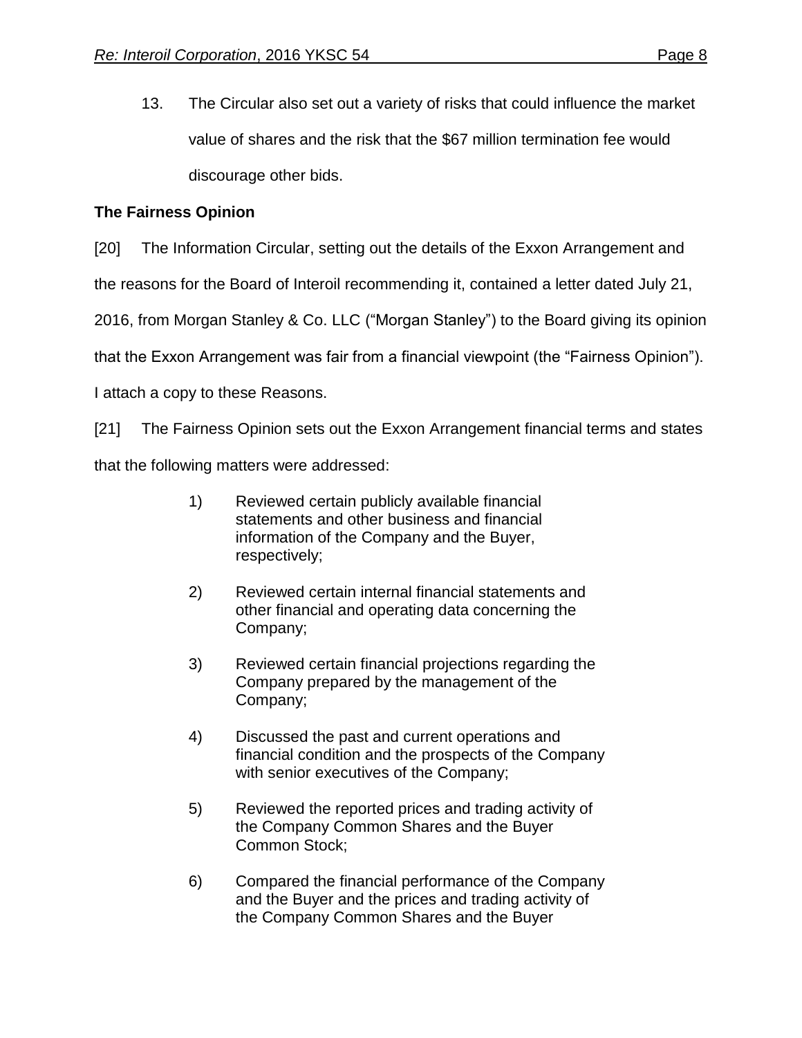13. The Circular also set out a variety of risks that could influence the market value of shares and the risk that the $67 million termination fee would discourage other bids.

**The Fairness Opinion**

[20] The Information Circular, setting out the details of the Exxon Arrangement and the reasons for the Board of Interoil recommending it, contained a letter dated July 21, 2016, from Morgan Stanley & Co. LLC ("Morgan Stanley") to the Board giving its opinion that the Exxon Arrangement was fair from a financial viewpoint (the "Fairness Opinion"). I attach a copy to these Reasons.

[21] The Fairness Opinion sets out the Exxon Arrangement financial terms and states that the following matters were addressed:

> 1) Reviewed certain publicly available financial statements and other business and financial information of the Company and the Buyer, respectively;
>
> 2) Reviewed certain internal financial statements and other financial and operating data concerning the Company;
>
> 3) Reviewed certain financial projections regarding the Company prepared by the management of the Company;
>
> 4) Discussed the past and current operations and financial condition and the prospects of the Company with senior executives of the Company;
>
> 5) Reviewed the reported prices and trading activity of the Company Common Shares and the Buyer Common Stock;
>
> 6) Compared the financial performance of the Company and the Buyer and the prices and trading activity of the Company Common Shares and the Buyer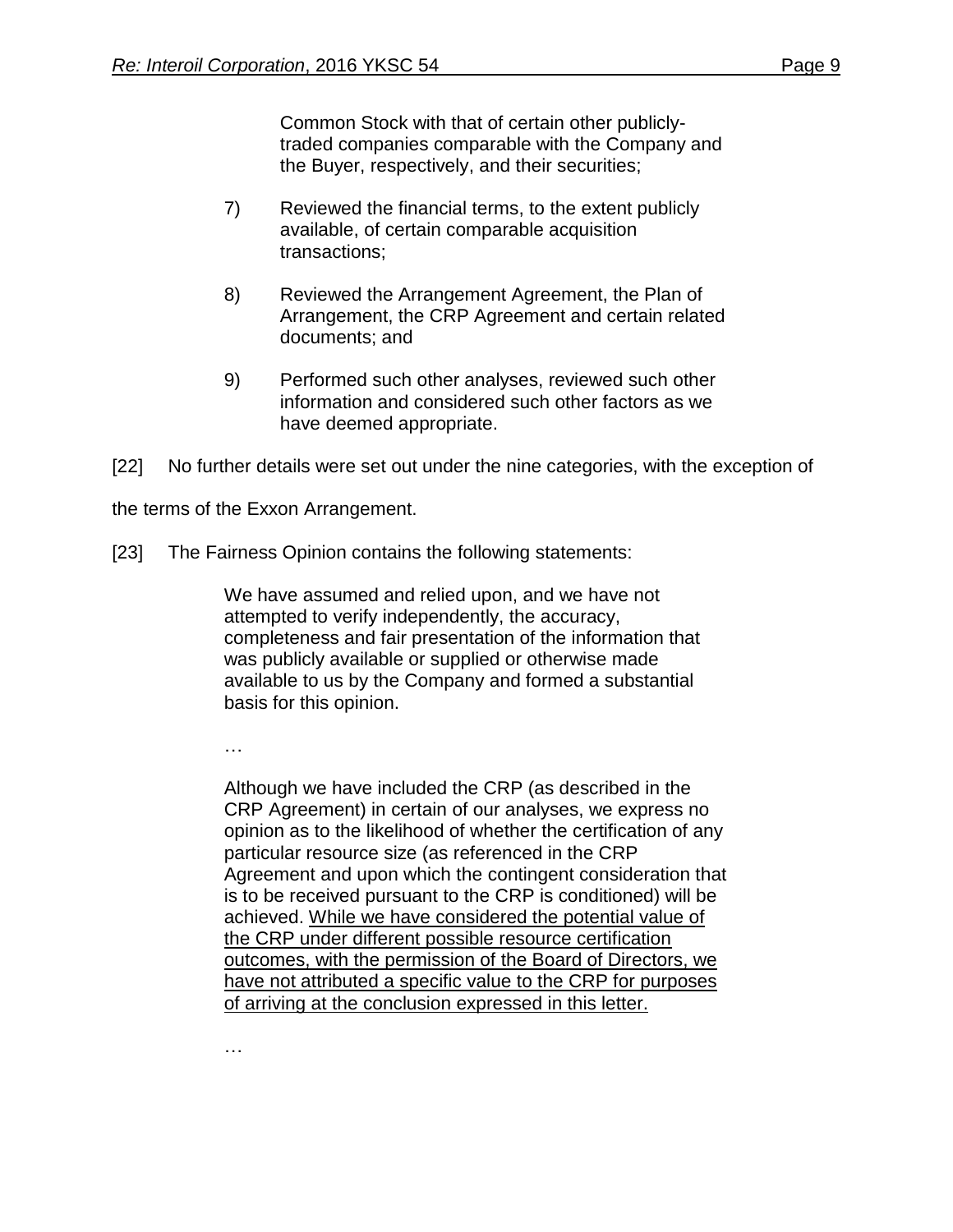Common Stock with that of certain other publicly-traded companies comparable with the Company and the Buyer, respectively, and their securities;

> 7) Reviewed the financial terms, to the extent publicly available, of certain comparable acquisition transactions;
>
> 8) Reviewed the Arrangement Agreement, the Plan of Arrangement, the CRP Agreement and certain related documents; and
>
> 9) Performed such other analyses, reviewed such other information and considered such other factors as we have deemed appropriate.

[22] No further details were set out under the nine categories, with the exception of the terms of the Exxon Arrangement.

[23] The Fairness Opinion contains the following statements:

> We have assumed and relied upon, and we have not attempted to verify independently, the accuracy, completeness and fair presentation of the information that was publicly available or supplied or otherwise made available to us by the Company and formed a substantial basis for this opinion.
>
> …
>
> Although we have included the CRP (as described in the CRP Agreement) in certain of our analyses, we express no opinion as to the likelihood of whether the certification of any particular resource size (as referenced in the CRP Agreement and upon which the contingent consideration that is to be received pursuant to the CRP is conditioned) will be achieved. <u>While we have considered the potential value of the CRP under different possible resource certification outcomes, with the permission of the Board of Directors, we have not attributed a specific value to the CRP for purposes of arriving at the conclusion expressed in this letter.</u>
>
> …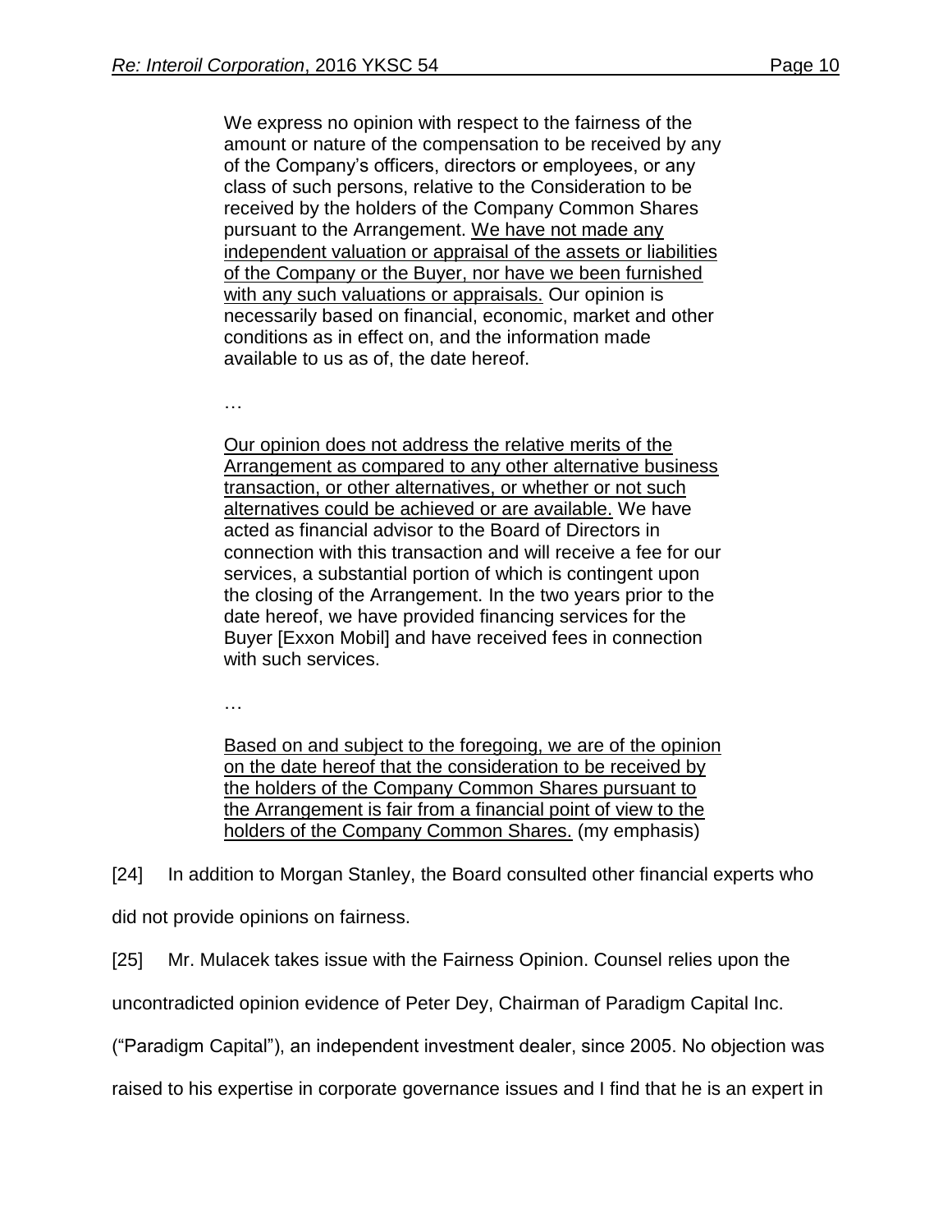> We express no opinion with respect to the fairness of the amount or nature of the compensation to be received by any of the Company's officers, directors or employees, or any class of such persons, relative to the Consideration to be received by the holders of the Company Common Shares pursuant to the Arrangement. <u>We have not made any independent valuation or appraisal of the assets or liabilities of the Company or the Buyer, nor have we been furnished with any such valuations or appraisals.</u> Our opinion is necessarily based on financial, economic, market and other conditions as in effect on, and the information made available to us as of, the date hereof.
>
> …
>
> <u>Our opinion does not address the relative merits of the Arrangement as compared to any other alternative business transaction, or other alternatives, or whether or not such alternatives could be achieved or are available.</u> We have acted as financial advisor to the Board of Directors in connection with this transaction and will receive a fee for our services, a substantial portion of which is contingent upon the closing of the Arrangement. In the two years prior to the date hereof, we have provided financing services for the Buyer [Exxon Mobil] and have received fees in connection with such services.
>
> …
>
> <u>Based on and subject to the foregoing, we are of the opinion on the date hereof that the consideration to be received by the holders of the Company Common Shares pursuant to the Arrangement is fair from a financial point of view to the holders of the Company Common Shares.</u> (my emphasis)

[24] In addition to Morgan Stanley, the Board consulted other financial experts who did not provide opinions on fairness.

[25] Mr. Mulacek takes issue with the Fairness Opinion. Counsel relies upon the uncontradicted opinion evidence of Peter Dey, Chairman of Paradigm Capital Inc. ("Paradigm Capital"), an independent investment dealer, since 2005. No objection was raised to his expertise in corporate governance issues and I find that he is an expert in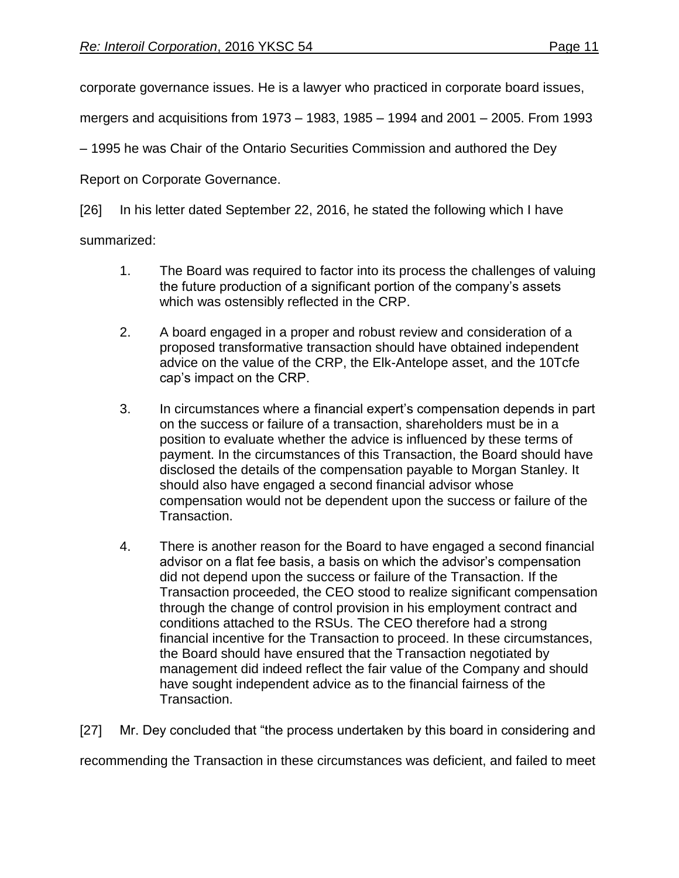corporate governance issues. He is a lawyer who practiced in corporate board issues, mergers and acquisitions from 1973 – 1983, 1985 – 1994 and 2001 – 2005. From 1993 – 1995 he was Chair of the Ontario Securities Commission and authored the Dey Report on Corporate Governance.

[26] In his letter dated September 22, 2016, he stated the following which I have summarized:

1. The Board was required to factor into its process the challenges of valuing the future production of a significant portion of the company's assets which was ostensibly reflected in the CRP.

2. A board engaged in a proper and robust review and consideration of a proposed transformative transaction should have obtained independent advice on the value of the CRP, the Elk-Antelope asset, and the 10Tcfe cap's impact on the CRP.

3. In circumstances where a financial expert's compensation depends in part on the success or failure of a transaction, shareholders must be in a position to evaluate whether the advice is influenced by these terms of payment. In the circumstances of this Transaction, the Board should have disclosed the details of the compensation payable to Morgan Stanley. It should also have engaged a second financial advisor whose compensation would not be dependent upon the success or failure of the Transaction.

4. There is another reason for the Board to have engaged a second financial advisor on a flat fee basis, a basis on which the advisor's compensation did not depend upon the success or failure of the Transaction. If the Transaction proceeded, the CEO stood to realize significant compensation through the change of control provision in his employment contract and conditions attached to the RSUs. The CEO therefore had a strong financial incentive for the Transaction to proceed. In these circumstances, the Board should have ensured that the Transaction negotiated by management did indeed reflect the fair value of the Company and should have sought independent advice as to the financial fairness of the Transaction.

[27] Mr. Dey concluded that "the process undertaken by this board in considering and recommending the Transaction in these circumstances was deficient, and failed to meet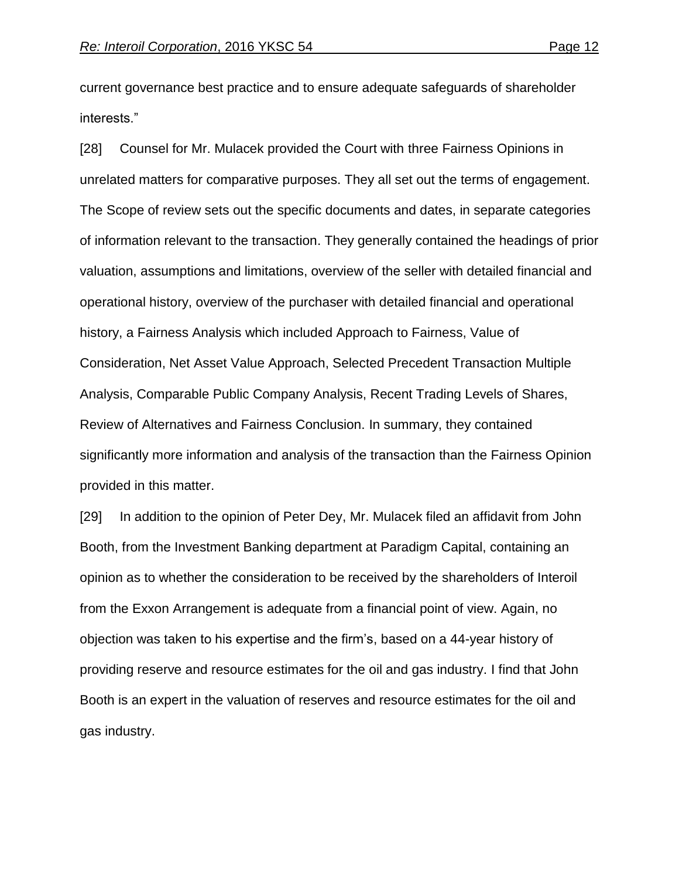current governance best practice and to ensure adequate safeguards of shareholder interests."

[28] Counsel for Mr. Mulacek provided the Court with three Fairness Opinions in unrelated matters for comparative purposes. They all set out the terms of engagement. The Scope of review sets out the specific documents and dates, in separate categories of information relevant to the transaction. They generally contained the headings of prior valuation, assumptions and limitations, overview of the seller with detailed financial and operational history, overview of the purchaser with detailed financial and operational history, a Fairness Analysis which included Approach to Fairness, Value of Consideration, Net Asset Value Approach, Selected Precedent Transaction Multiple Analysis, Comparable Public Company Analysis, Recent Trading Levels of Shares, Review of Alternatives and Fairness Conclusion. In summary, they contained significantly more information and analysis of the transaction than the Fairness Opinion provided in this matter.

[29] In addition to the opinion of Peter Dey, Mr. Mulacek filed an affidavit from John Booth, from the Investment Banking department at Paradigm Capital, containing an opinion as to whether the consideration to be received by the shareholders of Interoil from the Exxon Arrangement is adequate from a financial point of view. Again, no objection was taken to his expertise and the firm's, based on a 44-year history of providing reserve and resource estimates for the oil and gas industry. I find that John Booth is an expert in the valuation of reserves and resource estimates for the oil and gas industry.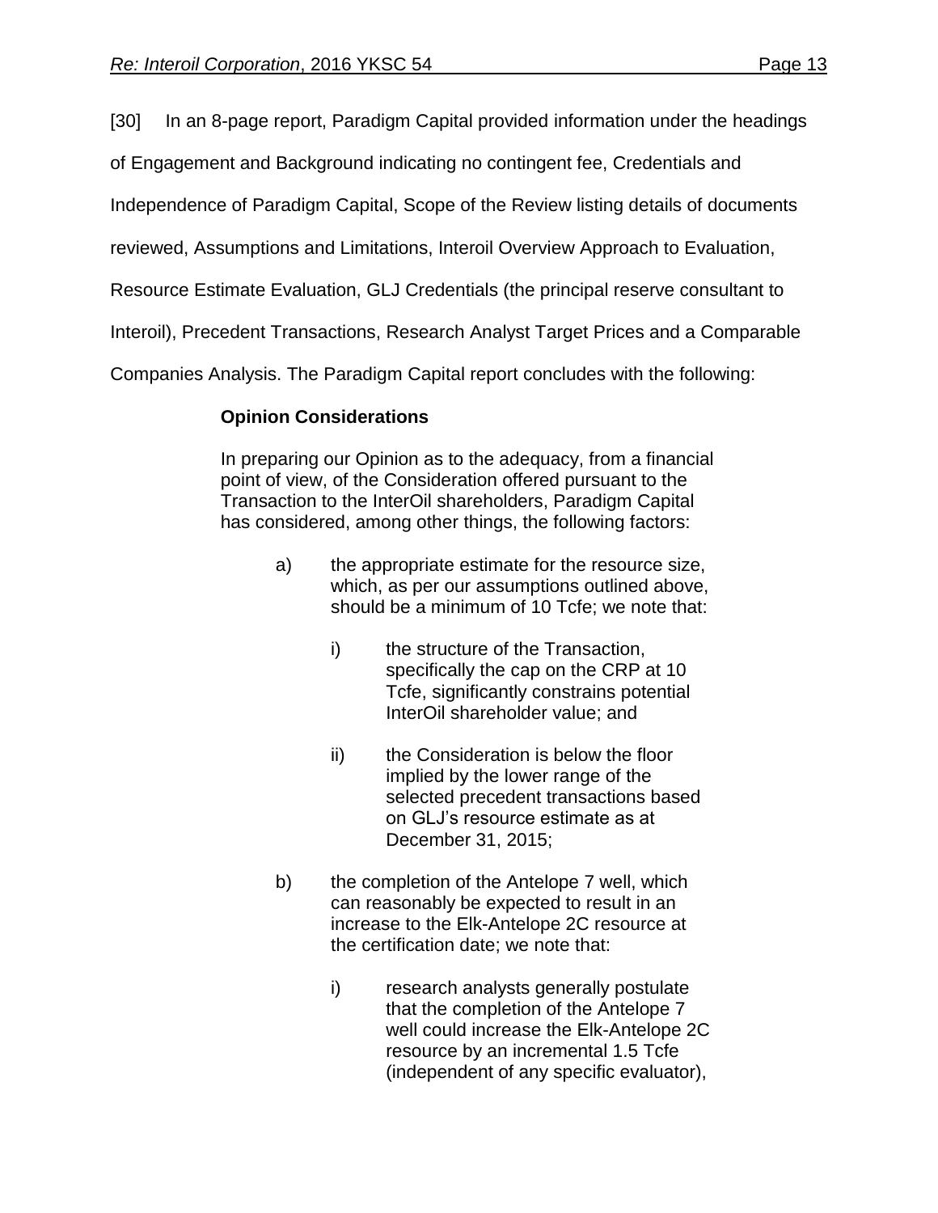[30] In an 8-page report, Paradigm Capital provided information under the headings of Engagement and Background indicating no contingent fee, Credentials and Independence of Paradigm Capital, Scope of the Review listing details of documents reviewed, Assumptions and Limitations, Interoil Overview Approach to Evaluation, Resource Estimate Evaluation, GLJ Credentials (the principal reserve consultant to Interoil), Precedent Transactions, Research Analyst Target Prices and a Comparable Companies Analysis. The Paradigm Capital report concludes with the following:

> **Opinion Considerations**
>
> In preparing our Opinion as to the adequacy, from a financial point of view, of the Consideration offered pursuant to the Transaction to the InterOil shareholders, Paradigm Capital has considered, among other things, the following factors:
>
> a) the appropriate estimate for the resource size, which, as per our assumptions outlined above, should be a minimum of 10 Tcfe; we note that:
>
> > i) the structure of the Transaction, specifically the cap on the CRP at 10 Tcfe, significantly constrains potential InterOil shareholder value; and
> >
> > ii) the Consideration is below the floor implied by the lower range of the selected precedent transactions based on GLJ's resource estimate as at December 31, 2015;
>
> b) the completion of the Antelope 7 well, which can reasonably be expected to result in an increase to the Elk-Antelope 2C resource at the certification date; we note that:
>
> > i) research analysts generally postulate that the completion of the Antelope 7 well could increase the Elk-Antelope 2C resource by an incremental 1.5 Tcfe (independent of any specific evaluator),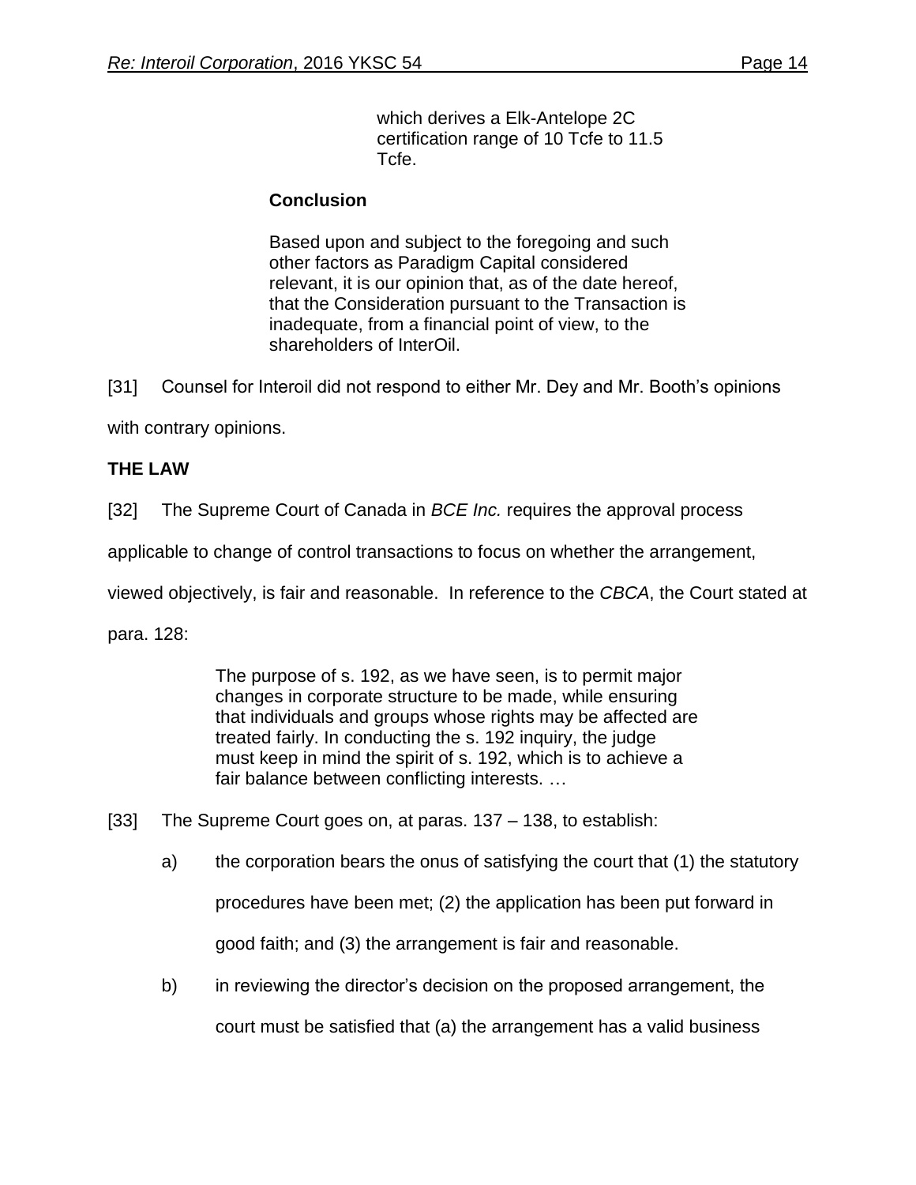> > which derives a Elk-Antelope 2C certification range of 10 Tcfe to 11.5 Tcfe.
>
> **Conclusion**
>
> Based upon and subject to the foregoing and such other factors as Paradigm Capital considered relevant, it is our opinion that, as of the date hereof, that the Consideration pursuant to the Transaction is inadequate, from a financial point of view, to the shareholders of InterOil.

[31] Counsel for Interoil did not respond to either Mr. Dey and Mr. Booth's opinions with contrary opinions.

**THE LAW**

[32] The Supreme Court of Canada in *BCE Inc.* requires the approval process applicable to change of control transactions to focus on whether the arrangement, viewed objectively, is fair and reasonable. In reference to the *CBCA*, the Court stated at para. 128:

> The purpose of s. 192, as we have seen, is to permit major changes in corporate structure to be made, while ensuring that individuals and groups whose rights may be affected are treated fairly. In conducting the s. 192 inquiry, the judge must keep in mind the spirit of s. 192, which is to achieve a fair balance between conflicting interests. …

[33] The Supreme Court goes on, at paras. 137 – 138, to establish:

a) the corporation bears the onus of satisfying the court that (1) the statutory procedures have been met; (2) the application has been put forward in good faith; and (3) the arrangement is fair and reasonable.

b) in reviewing the director's decision on the proposed arrangement, the court must be satisfied that (a) the arrangement has a valid business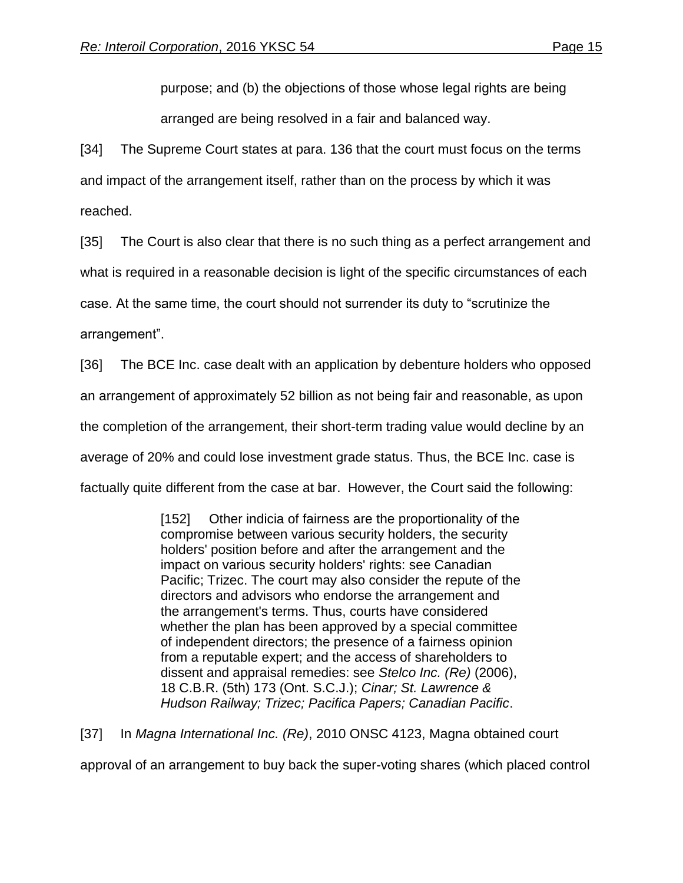purpose; and (b) the objections of those whose legal rights are being arranged are being resolved in a fair and balanced way.

[34] The Supreme Court states at para. 136 that the court must focus on the terms and impact of the arrangement itself, rather than on the process by which it was reached.

[35] The Court is also clear that there is no such thing as a perfect arrangement and what is required in a reasonable decision is light of the specific circumstances of each case. At the same time, the court should not surrender its duty to "scrutinize the arrangement".

[36] The BCE Inc. case dealt with an application by debenture holders who opposed an arrangement of approximately 52 billion as not being fair and reasonable, as upon the completion of the arrangement, their short-term trading value would decline by an average of 20% and could lose investment grade status. Thus, the BCE Inc. case is factually quite different from the case at bar. However, the Court said the following:

> [152] Other indicia of fairness are the proportionality of the compromise between various security holders, the security holders' position before and after the arrangement and the impact on various security holders' rights: see Canadian Pacific; Trizec. The court may also consider the repute of the directors and advisors who endorse the arrangement and the arrangement's terms. Thus, courts have considered whether the plan has been approved by a special committee of independent directors; the presence of a fairness opinion from a reputable expert; and the access of shareholders to dissent and appraisal remedies: see *Stelco Inc. (Re)* (2006), 18 C.B.R. (5th) 173 (Ont. S.C.J.); *Cinar; St. Lawrence & Hudson Railway; Trizec; Pacifica Papers; Canadian Pacific*.

[37] In *Magna International Inc. (Re)*, 2010 ONSC 4123, Magna obtained court approval of an arrangement to buy back the super-voting shares (which placed control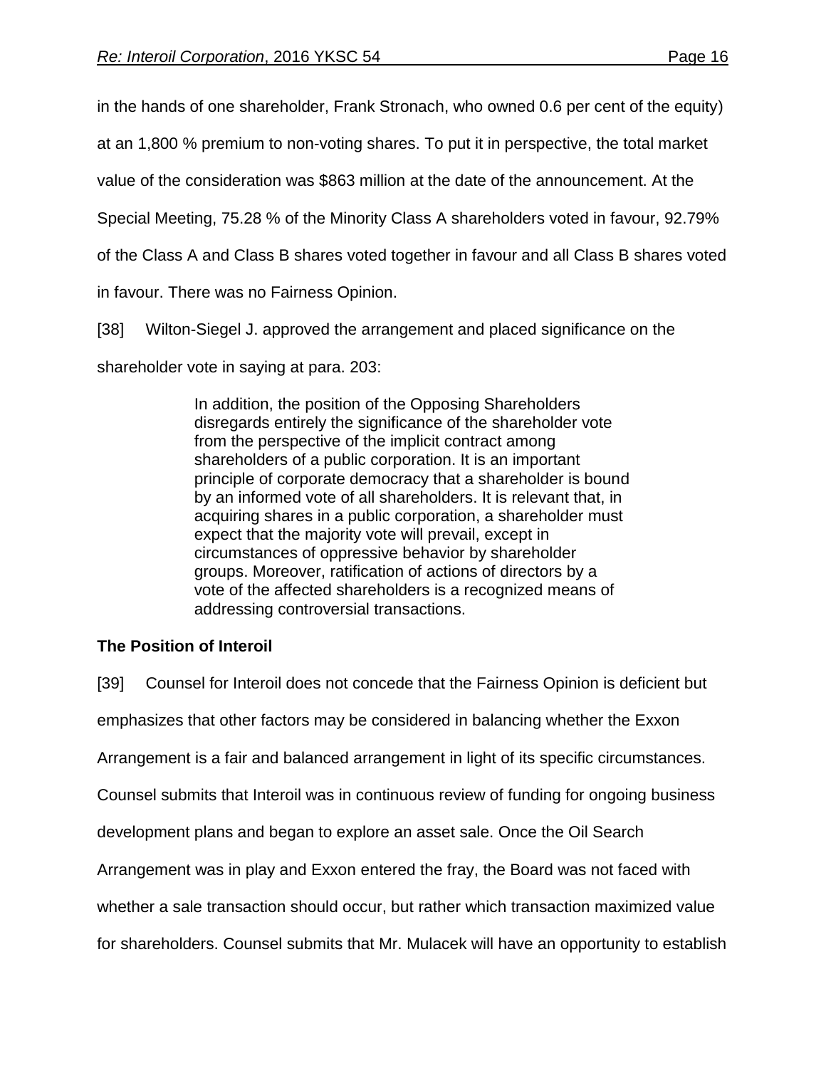in the hands of one shareholder, Frank Stronach, who owned 0.6 per cent of the equity) at an 1,800 % premium to non-voting shares. To put it in perspective, the total market value of the consideration was $863 million at the date of the announcement. At the Special Meeting, 75.28 % of the Minority Class A shareholders voted in favour, 92.79% of the Class A and Class B shares voted together in favour and all Class B shares voted in favour. There was no Fairness Opinion.

[38] Wilton-Siegel J. approved the arrangement and placed significance on the shareholder vote in saying at para. 203:

> In addition, the position of the Opposing Shareholders disregards entirely the significance of the shareholder vote from the perspective of the implicit contract among shareholders of a public corporation. It is an important principle of corporate democracy that a shareholder is bound by an informed vote of all shareholders. It is relevant that, in acquiring shares in a public corporation, a shareholder must expect that the majority vote will prevail, except in circumstances of oppressive behavior by shareholder groups. Moreover, ratification of actions of directors by a vote of the affected shareholders is a recognized means of addressing controversial transactions.

**The Position of Interoil**

[39] Counsel for Interoil does not concede that the Fairness Opinion is deficient but emphasizes that other factors may be considered in balancing whether the Exxon Arrangement is a fair and balanced arrangement in light of its specific circumstances. Counsel submits that Interoil was in continuous review of funding for ongoing business development plans and began to explore an asset sale. Once the Oil Search Arrangement was in play and Exxon entered the fray, the Board was not faced with whether a sale transaction should occur, but rather which transaction maximized value for shareholders. Counsel submits that Mr. Mulacek will have an opportunity to establish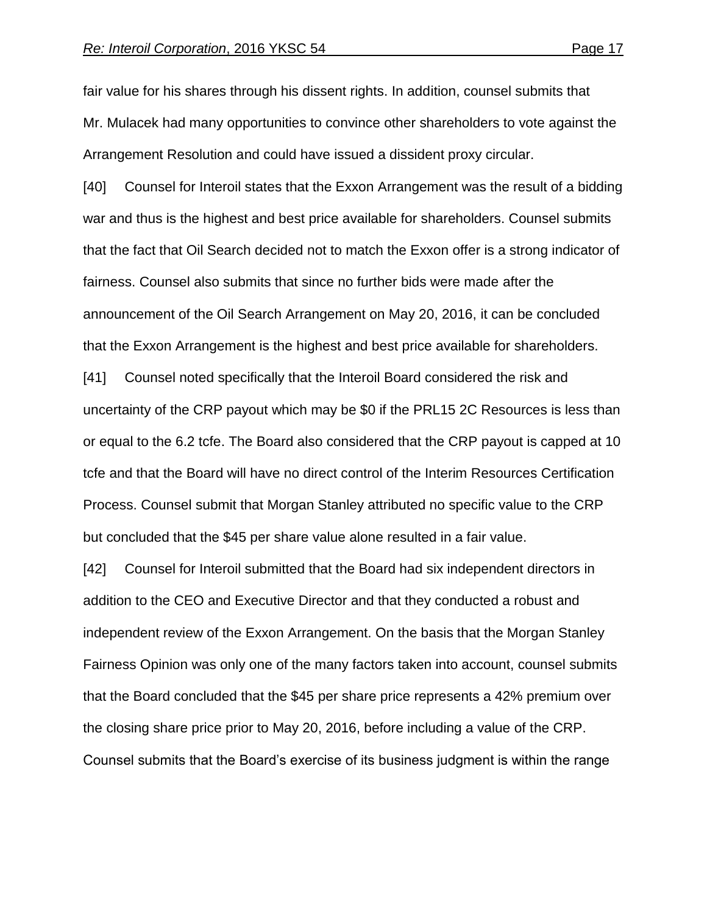fair value for his shares through his dissent rights. In addition, counsel submits that Mr. Mulacek had many opportunities to convince other shareholders to vote against the Arrangement Resolution and could have issued a dissident proxy circular.

[40] Counsel for Interoil states that the Exxon Arrangement was the result of a bidding war and thus is the highest and best price available for shareholders. Counsel submits that the fact that Oil Search decided not to match the Exxon offer is a strong indicator of fairness. Counsel also submits that since no further bids were made after the announcement of the Oil Search Arrangement on May 20, 2016, it can be concluded that the Exxon Arrangement is the highest and best price available for shareholders.

[41] Counsel noted specifically that the Interoil Board considered the risk and uncertainty of the CRP payout which may be $0 if the PRL15 2C Resources is less than or equal to the 6.2 tcfe. The Board also considered that the CRP payout is capped at 10 tcfe and that the Board will have no direct control of the Interim Resources Certification Process. Counsel submit that Morgan Stanley attributed no specific value to the CRP but concluded that the $45 per share value alone resulted in a fair value.

[42] Counsel for Interoil submitted that the Board had six independent directors in addition to the CEO and Executive Director and that they conducted a robust and independent review of the Exxon Arrangement. On the basis that the Morgan Stanley Fairness Opinion was only one of the many factors taken into account, counsel submits that the Board concluded that the $45 per share price represents a 42% premium over the closing share price prior to May 20, 2016, before including a value of the CRP. Counsel submits that the Board's exercise of its business judgment is within the range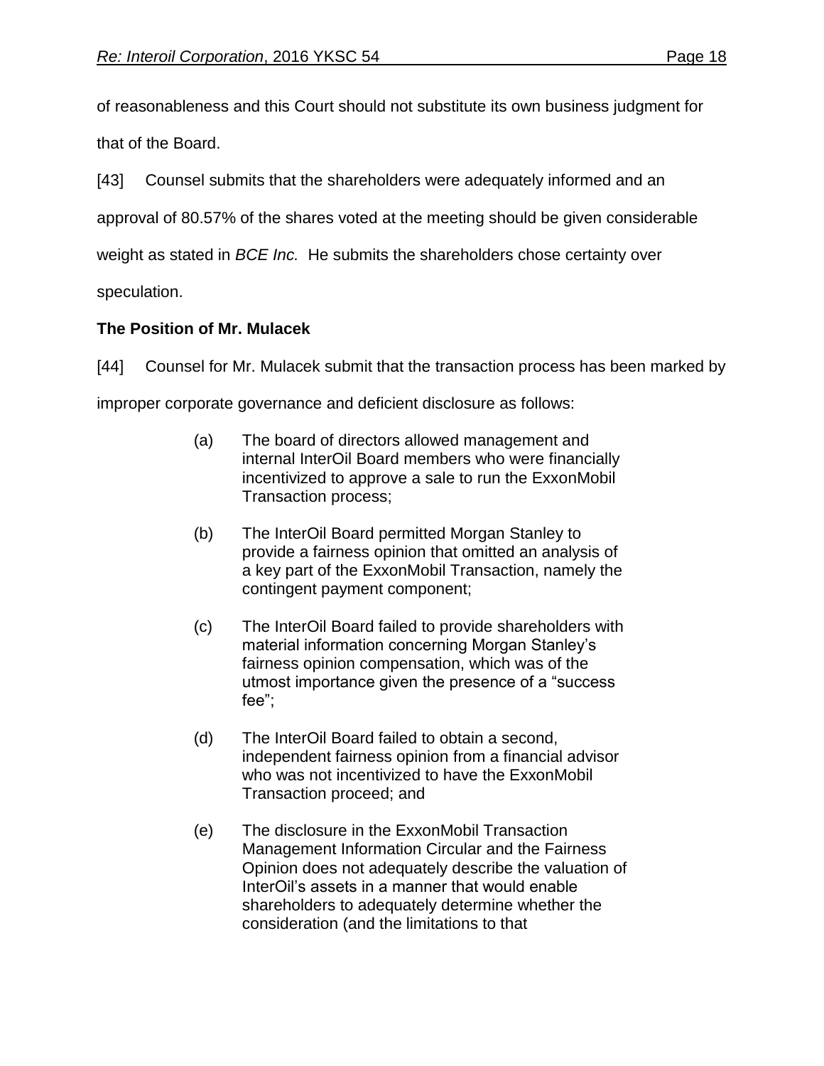of reasonableness and this Court should not substitute its own business judgment for that of the Board.

[43] Counsel submits that the shareholders were adequately informed and an approval of 80.57% of the shares voted at the meeting should be given considerable weight as stated in *BCE Inc.* He submits the shareholders chose certainty over speculation.

**The Position of Mr. Mulacek**

[44] Counsel for Mr. Mulacek submit that the transaction process has been marked by improper corporate governance and deficient disclosure as follows:

> (a) The board of directors allowed management and internal InterOil Board members who were financially incentivized to approve a sale to run the ExxonMobil Transaction process;
>
> (b) The InterOil Board permitted Morgan Stanley to provide a fairness opinion that omitted an analysis of a key part of the ExxonMobil Transaction, namely the contingent payment component;
>
> (c) The InterOil Board failed to provide shareholders with material information concerning Morgan Stanley's fairness opinion compensation, which was of the utmost importance given the presence of a "success fee";
>
> (d) The InterOil Board failed to obtain a second, independent fairness opinion from a financial advisor who was not incentivized to have the ExxonMobil Transaction proceed; and
>
> (e) The disclosure in the ExxonMobil Transaction Management Information Circular and the Fairness Opinion does not adequately describe the valuation of InterOil's assets in a manner that would enable shareholders to adequately determine whether the consideration (and the limitations to that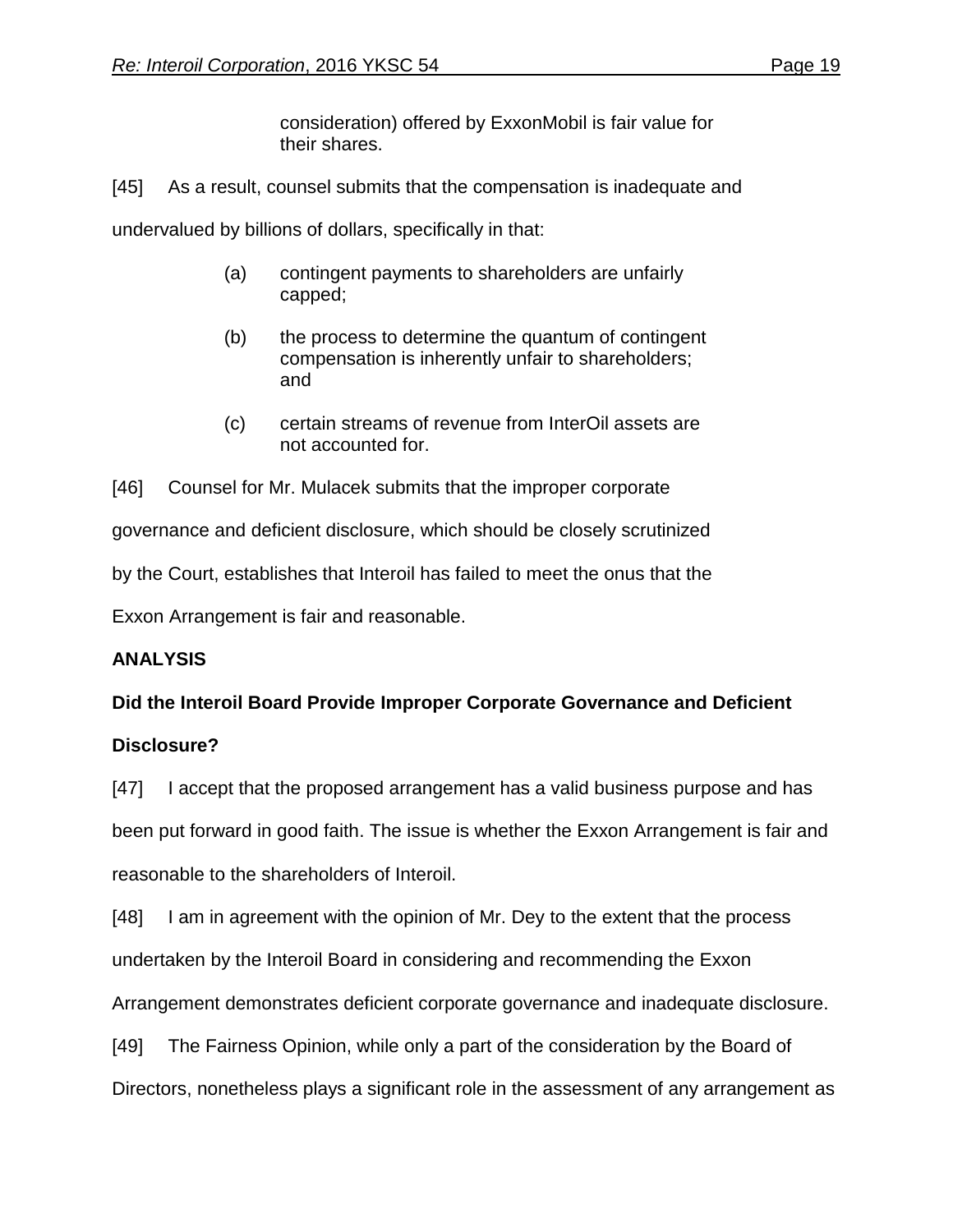consideration) offered by ExxonMobil is fair value for their shares.

[45] As a result, counsel submits that the compensation is inadequate and undervalued by billions of dollars, specifically in that:

> (a) contingent payments to shareholders are unfairly capped;
>
> (b) the process to determine the quantum of contingent compensation is inherently unfair to shareholders; and
>
> (c) certain streams of revenue from InterOil assets are not accounted for.

[46] Counsel for Mr. Mulacek submits that the improper corporate governance and deficient disclosure, which should be closely scrutinized by the Court, establishes that Interoil has failed to meet the onus that the Exxon Arrangement is fair and reasonable.

**ANALYSIS**

**Did the Interoil Board Provide Improper Corporate Governance and Deficient Disclosure?**

[47] I accept that the proposed arrangement has a valid business purpose and has been put forward in good faith. The issue is whether the Exxon Arrangement is fair and reasonable to the shareholders of Interoil.

[48] I am in agreement with the opinion of Mr. Dey to the extent that the process undertaken by the Interoil Board in considering and recommending the Exxon Arrangement demonstrates deficient corporate governance and inadequate disclosure.

[49] The Fairness Opinion, while only a part of the consideration by the Board of Directors, nonetheless plays a significant role in the assessment of any arrangement as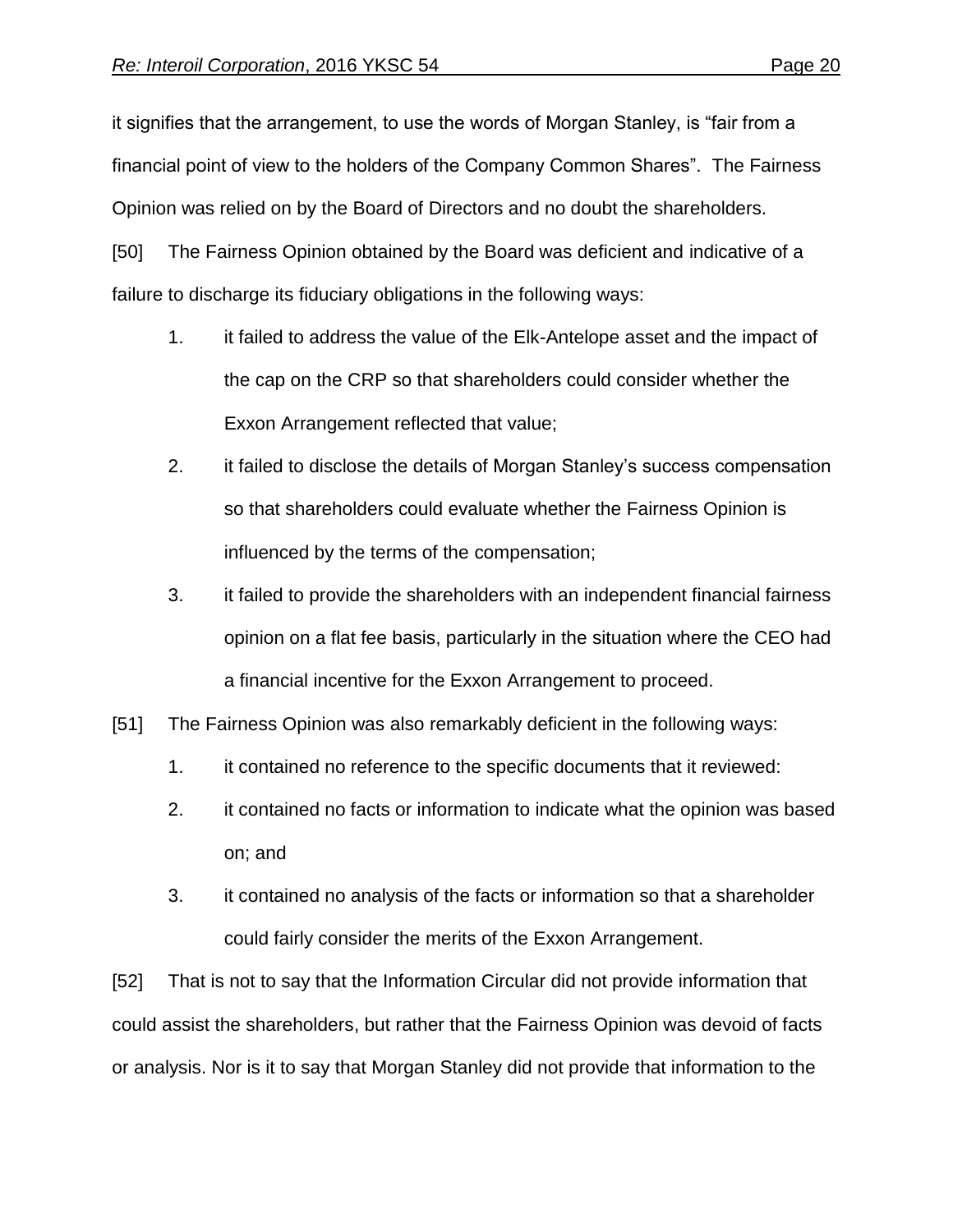it signifies that the arrangement, to use the words of Morgan Stanley, is "fair from a financial point of view to the holders of the Company Common Shares". The Fairness Opinion was relied on by the Board of Directors and no doubt the shareholders.

[50] The Fairness Opinion obtained by the Board was deficient and indicative of a failure to discharge its fiduciary obligations in the following ways:

1. it failed to address the value of the Elk-Antelope asset and the impact of the cap on the CRP so that shareholders could consider whether the Exxon Arrangement reflected that value;
2. it failed to disclose the details of Morgan Stanley's success compensation so that shareholders could evaluate whether the Fairness Opinion is influenced by the terms of the compensation;
3. it failed to provide the shareholders with an independent financial fairness opinion on a flat fee basis, particularly in the situation where the CEO had a financial incentive for the Exxon Arrangement to proceed.

[51] The Fairness Opinion was also remarkably deficient in the following ways:

1. it contained no reference to the specific documents that it reviewed:
2. it contained no facts or information to indicate what the opinion was based on; and
3. it contained no analysis of the facts or information so that a shareholder could fairly consider the merits of the Exxon Arrangement.

[52] That is not to say that the Information Circular did not provide information that could assist the shareholders, but rather that the Fairness Opinion was devoid of facts or analysis. Nor is it to say that Morgan Stanley did not provide that information to the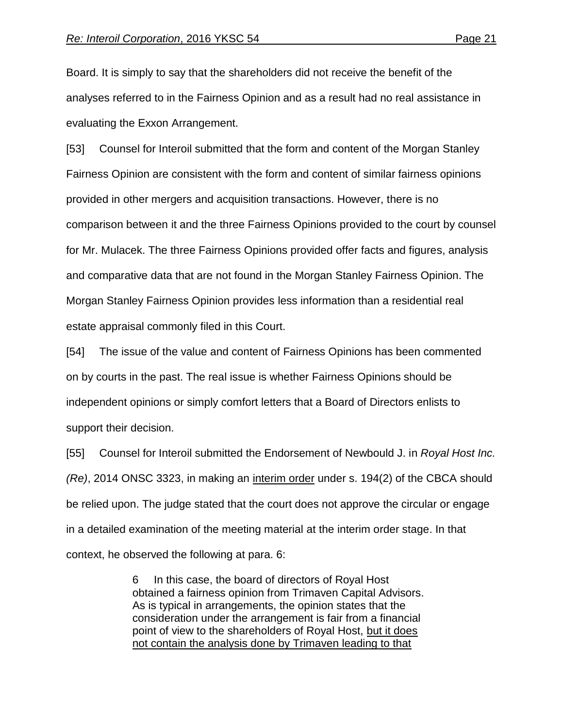Board. It is simply to say that the shareholders did not receive the benefit of the analyses referred to in the Fairness Opinion and as a result had no real assistance in evaluating the Exxon Arrangement.

[53] Counsel for Interoil submitted that the form and content of the Morgan Stanley Fairness Opinion are consistent with the form and content of similar fairness opinions provided in other mergers and acquisition transactions. However, there is no comparison between it and the three Fairness Opinions provided to the court by counsel for Mr. Mulacek. The three Fairness Opinions provided offer facts and figures, analysis and comparative data that are not found in the Morgan Stanley Fairness Opinion. The Morgan Stanley Fairness Opinion provides less information than a residential real estate appraisal commonly filed in this Court.

[54] The issue of the value and content of Fairness Opinions has been commented on by courts in the past. The real issue is whether Fairness Opinions should be independent opinions or simply comfort letters that a Board of Directors enlists to support their decision.

[55] Counsel for Interoil submitted the Endorsement of Newbould J. in *Royal Host Inc. (Re)*, 2014 ONSC 3323, in making an <u>interim order</u> under s. 194(2) of the CBCA should be relied upon. The judge stated that the court does not approve the circular or engage in a detailed examination of the meeting material at the interim order stage. In that context, he observed the following at para. 6:

> 6 In this case, the board of directors of Royal Host obtained a fairness opinion from Trimaven Capital Advisors. As is typical in arrangements, the opinion states that the consideration under the arrangement is fair from a financial point of view to the shareholders of Royal Host, <u>but it does not contain the analysis done by Trimaven leading to that</u>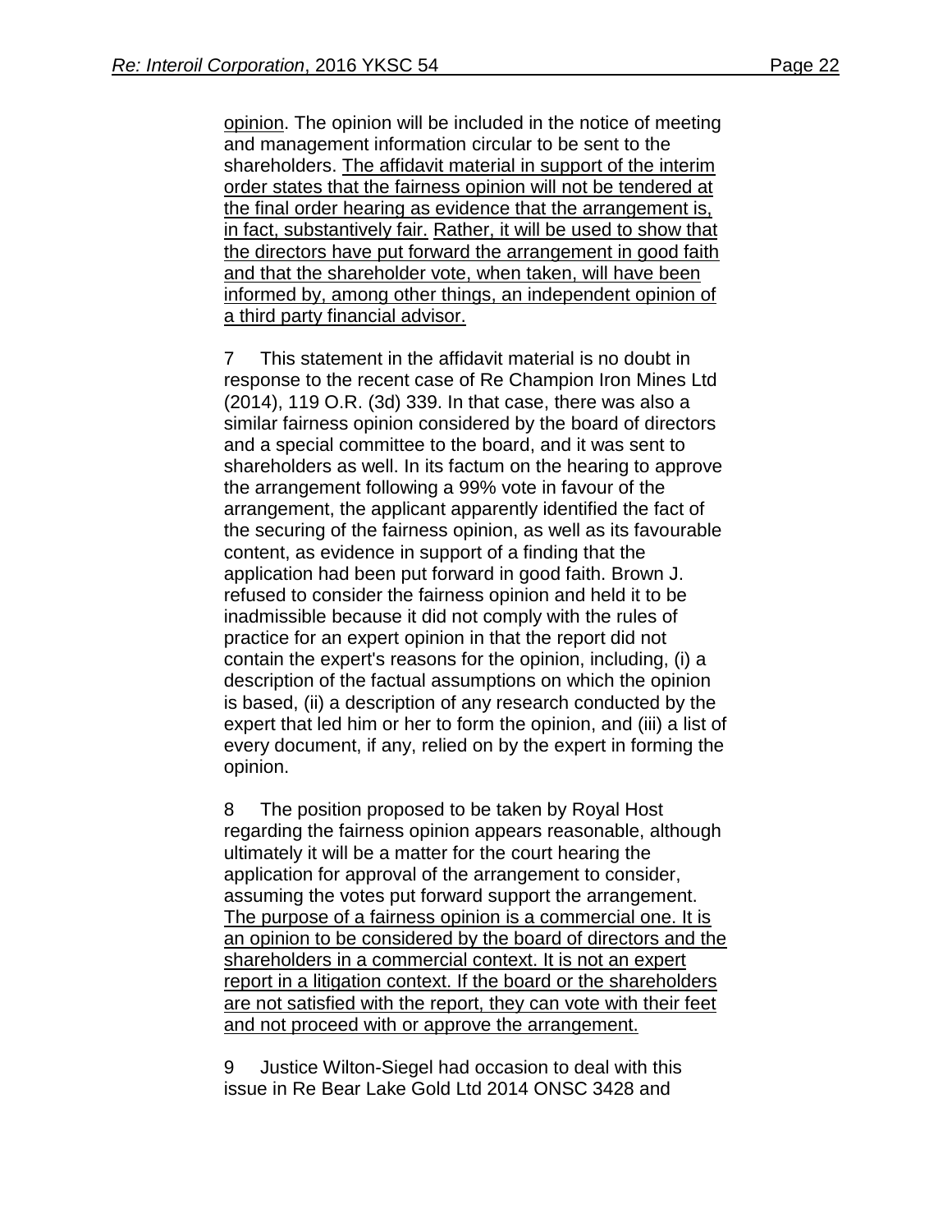opinion. The opinion will be included in the notice of meeting and management information circular to be sent to the shareholders. The affidavit material in support of the interim order states that the fairness opinion will not be tendered at the final order hearing as evidence that the arrangement is, in fact, substantively fair. Rather, it will be used to show that the directors have put forward the arrangement in good faith and that the shareholder vote, when taken, will have been informed by, among other things, an independent opinion of a third party financial advisor.

7 This statement in the affidavit material is no doubt in response to the recent case of Re Champion Iron Mines Ltd (2014), 119 O.R. (3d) 339. In that case, there was also a similar fairness opinion considered by the board of directors and a special committee to the board, and it was sent to shareholders as well. In its factum on the hearing to approve the arrangement following a 99% vote in favour of the arrangement, the applicant apparently identified the fact of the securing of the fairness opinion, as well as its favourable content, as evidence in support of a finding that the application had been put forward in good faith. Brown J. refused to consider the fairness opinion and held it to be inadmissible because it did not comply with the rules of practice for an expert opinion in that the report did not contain the expert's reasons for the opinion, including, (i) a description of the factual assumptions on which the opinion is based, (ii) a description of any research conducted by the expert that led him or her to form the opinion, and (iii) a list of every document, if any, relied on by the expert in forming the opinion.

8 The position proposed to be taken by Royal Host regarding the fairness opinion appears reasonable, although ultimately it will be a matter for the court hearing the application for approval of the arrangement to consider, assuming the votes put forward support the arrangement. The purpose of a fairness opinion is a commercial one. It is an opinion to be considered by the board of directors and the shareholders in a commercial context. It is not an expert report in a litigation context. If the board or the shareholders are not satisfied with the report, they can vote with their feet and not proceed with or approve the arrangement.

9 Justice Wilton-Siegel had occasion to deal with this issue in Re Bear Lake Gold Ltd 2014 ONSC 3428 and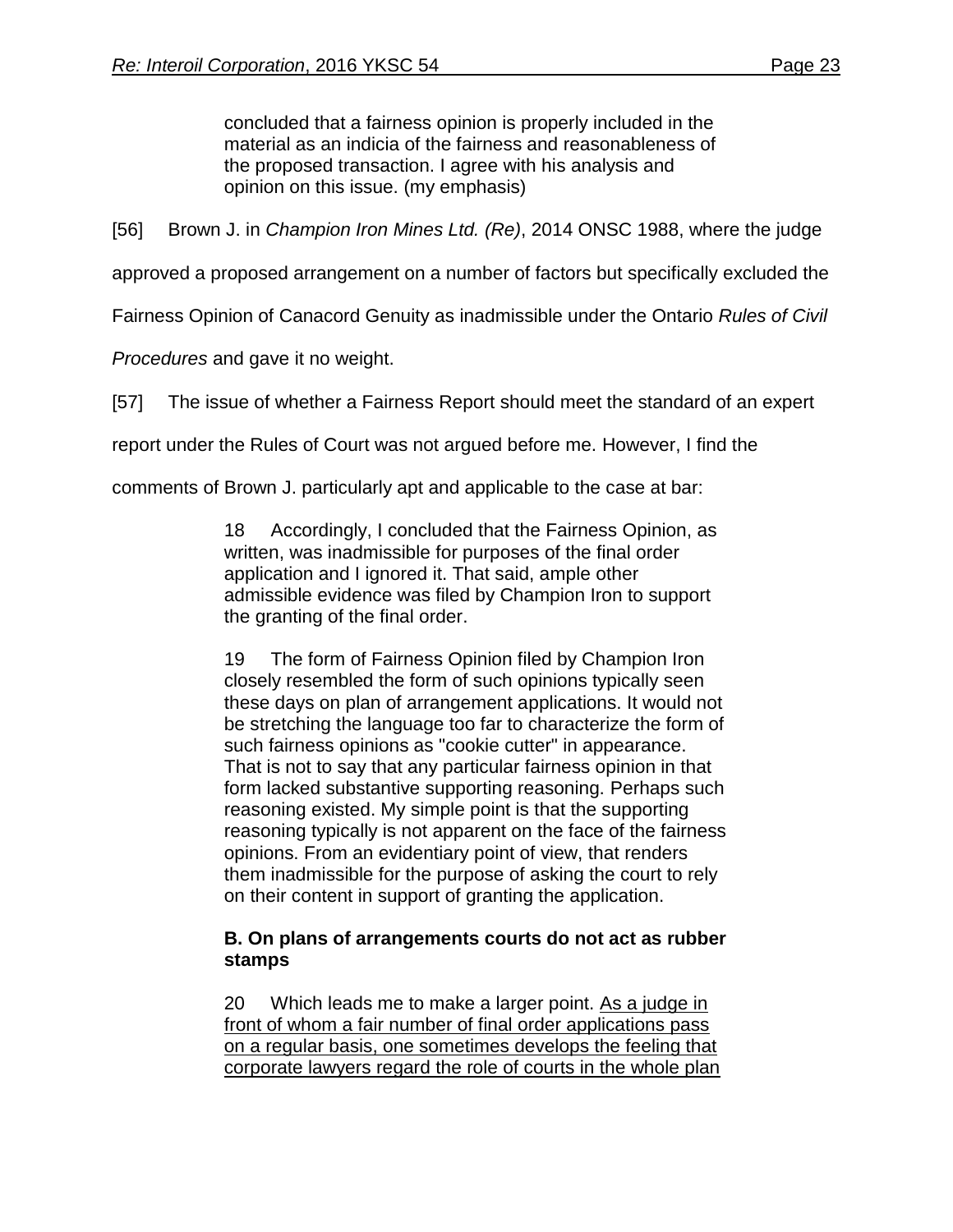> concluded that a fairness opinion is properly included in the material as an indicia of the fairness and reasonableness of the proposed transaction. I agree with his analysis and opinion on this issue. (my emphasis)

[56] Brown J. in *Champion Iron Mines Ltd. (Re)*, 2014 ONSC 1988, where the judge approved a proposed arrangement on a number of factors but specifically excluded the Fairness Opinion of Canacord Genuity as inadmissible under the Ontario *Rules of Civil Procedures* and gave it no weight.

[57] The issue of whether a Fairness Report should meet the standard of an expert report under the Rules of Court was not argued before me. However, I find the comments of Brown J. particularly apt and applicable to the case at bar:

> 18 Accordingly, I concluded that the Fairness Opinion, as written, was inadmissible for purposes of the final order application and I ignored it. That said, ample other admissible evidence was filed by Champion Iron to support the granting of the final order.
>
> 19 The form of Fairness Opinion filed by Champion Iron closely resembled the form of such opinions typically seen these days on plan of arrangement applications. It would not be stretching the language too far to characterize the form of such fairness opinions as "cookie cutter" in appearance. That is not to say that any particular fairness opinion in that form lacked substantive supporting reasoning. Perhaps such reasoning existed. My simple point is that the supporting reasoning typically is not apparent on the face of the fairness opinions. From an evidentiary point of view, that renders them inadmissible for the purpose of asking the court to rely on their content in support of granting the application.
>
> **B. On plans of arrangements courts do not act as rubber stamps**
>
> 20 Which leads me to make a larger point. <u>As a judge in front of whom a fair number of final order applications pass on a regular basis, one sometimes develops the feeling that corporate lawyers regard the role of courts in the whole plan</u>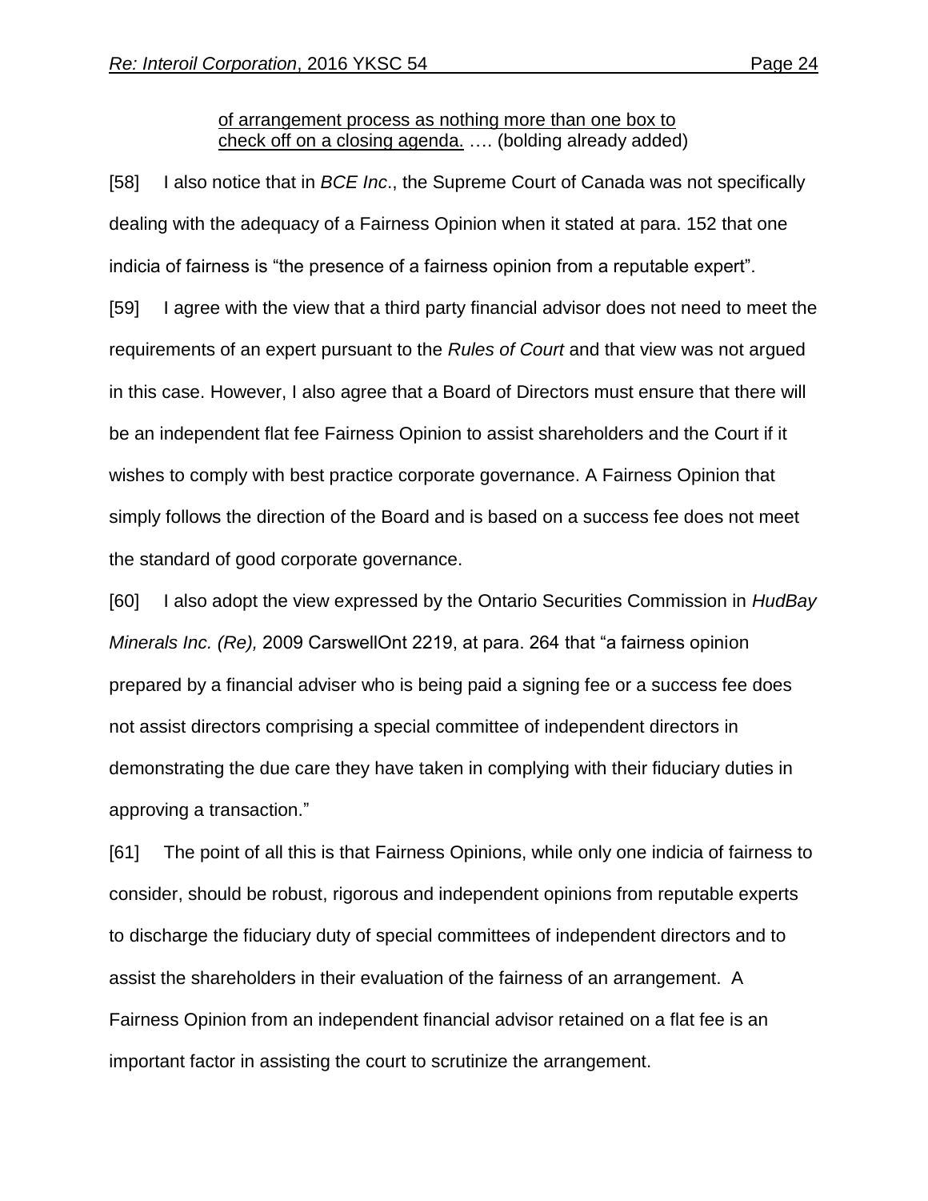<u>of arrangement process as nothing more than one box to check off on a closing agenda.</u> …. (bolding already added)

[58] I also notice that in *BCE Inc*., the Supreme Court of Canada was not specifically dealing with the adequacy of a Fairness Opinion when it stated at para. 152 that one indicia of fairness is "the presence of a fairness opinion from a reputable expert".

[59] I agree with the view that a third party financial advisor does not need to meet the requirements of an expert pursuant to the *Rules of Court* and that view was not argued in this case. However, I also agree that a Board of Directors must ensure that there will be an independent flat fee Fairness Opinion to assist shareholders and the Court if it wishes to comply with best practice corporate governance. A Fairness Opinion that simply follows the direction of the Board and is based on a success fee does not meet the standard of good corporate governance.

[60] I also adopt the view expressed by the Ontario Securities Commission in *HudBay Minerals Inc. (Re),* 2009 CarswellOnt 2219, at para. 264 that "a fairness opinion prepared by a financial adviser who is being paid a signing fee or a success fee does not assist directors comprising a special committee of independent directors in demonstrating the due care they have taken in complying with their fiduciary duties in approving a transaction."

[61] The point of all this is that Fairness Opinions, while only one indicia of fairness to consider, should be robust, rigorous and independent opinions from reputable experts to discharge the fiduciary duty of special committees of independent directors and to assist the shareholders in their evaluation of the fairness of an arrangement. A Fairness Opinion from an independent financial advisor retained on a flat fee is an important factor in assisting the court to scrutinize the arrangement.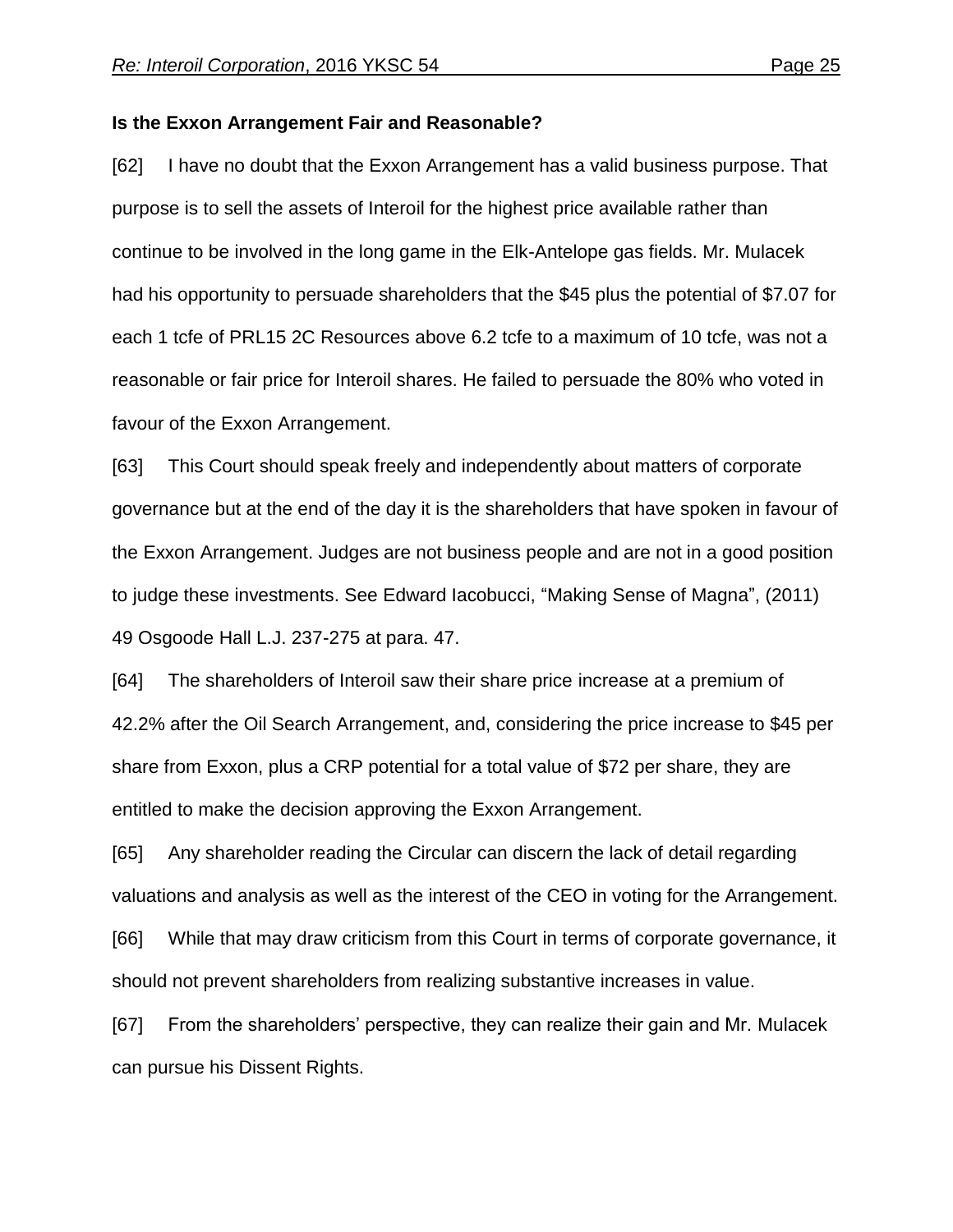**Is the Exxon Arrangement Fair and Reasonable?**

[62] I have no doubt that the Exxon Arrangement has a valid business purpose. That purpose is to sell the assets of Interoil for the highest price available rather than continue to be involved in the long game in the Elk-Antelope gas fields. Mr. Mulacek had his opportunity to persuade shareholders that the $45 plus the potential of $7.07 for each 1 tcfe of PRL15 2C Resources above 6.2 tcfe to a maximum of 10 tcfe, was not a reasonable or fair price for Interoil shares. He failed to persuade the 80% who voted in favour of the Exxon Arrangement.

[63] This Court should speak freely and independently about matters of corporate governance but at the end of the day it is the shareholders that have spoken in favour of the Exxon Arrangement. Judges are not business people and are not in a good position to judge these investments. See Edward Iacobucci, "Making Sense of Magna", (2011) 49 Osgoode Hall L.J. 237-275 at para. 47.

[64] The shareholders of Interoil saw their share price increase at a premium of 42.2% after the Oil Search Arrangement, and, considering the price increase to $45 per share from Exxon, plus a CRP potential for a total value of $72 per share, they are entitled to make the decision approving the Exxon Arrangement.

[65] Any shareholder reading the Circular can discern the lack of detail regarding valuations and analysis as well as the interest of the CEO in voting for the Arrangement.

[66] While that may draw criticism from this Court in terms of corporate governance, it should not prevent shareholders from realizing substantive increases in value.

[67] From the shareholders' perspective, they can realize their gain and Mr. Mulacek can pursue his Dissent Rights.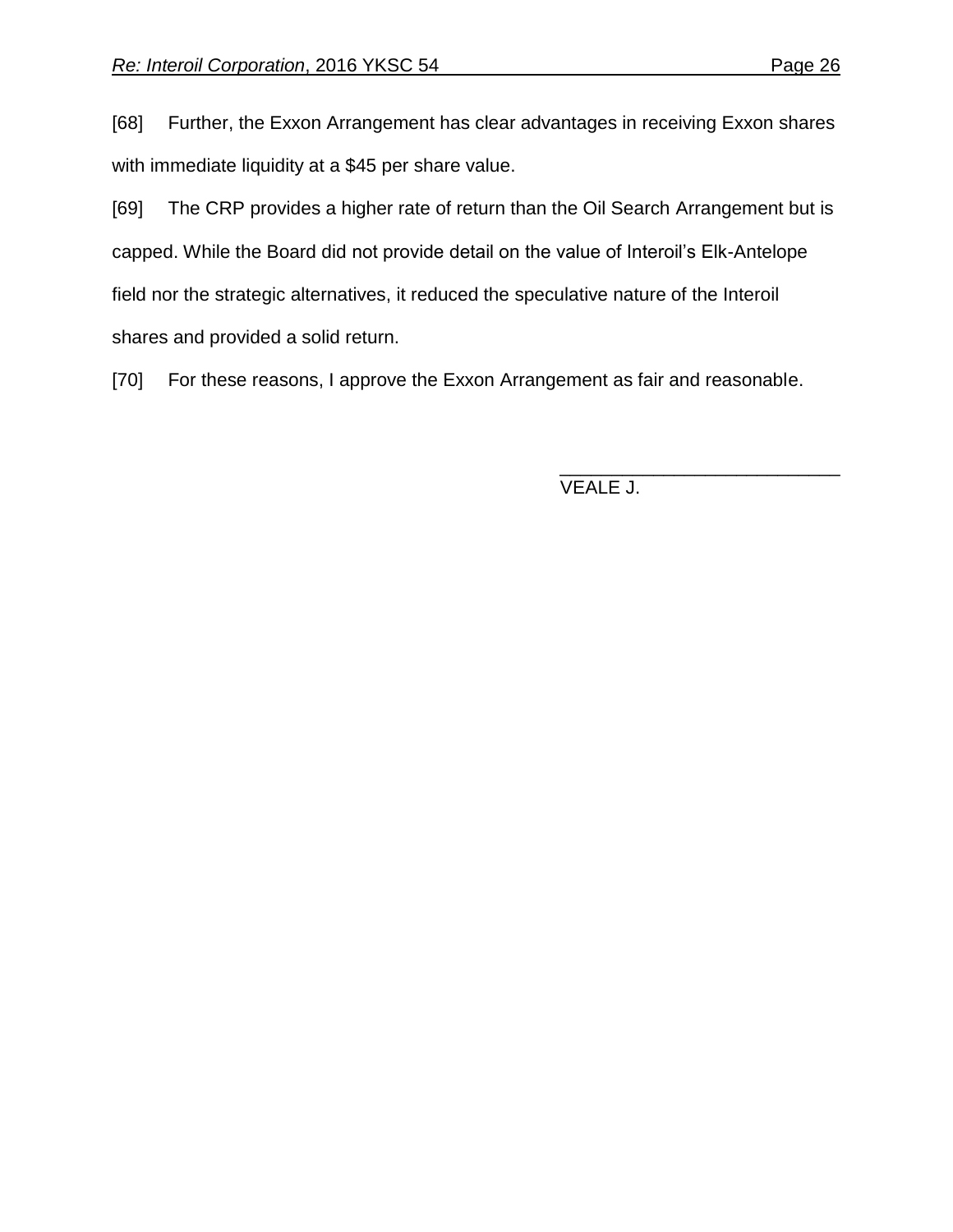[68] Further, the Exxon Arrangement has clear advantages in receiving Exxon shares with immediate liquidity at a $45 per share value.

[69] The CRP provides a higher rate of return than the Oil Search Arrangement but is capped. While the Board did not provide detail on the value of Interoil's Elk-Antelope field nor the strategic alternatives, it reduced the speculative nature of the Interoil shares and provided a solid return.

[70] For these reasons, I approve the Exxon Arrangement as fair and reasonable.

___________________________

VEALE J.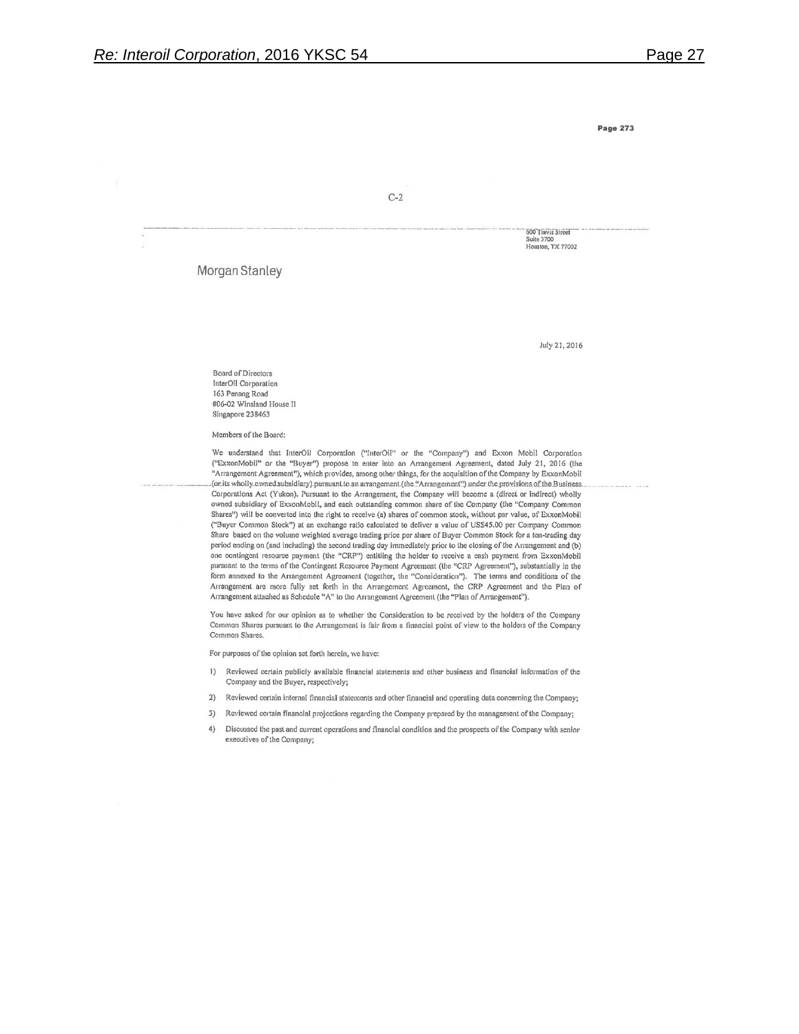Page 273

C-2

600 Travis Street
Suite 3700
Houston, TX 77002

Morgan Stanley

July 21, 2016

Board of Directors
InterOil Corporation
163 Penang Road
#06-02 Winsland House II
Singapore 238463

Members of the Board:

We understand that InterOil Corporation ("InterOil" or the "Company") and Exxon Mobil Corporation ("ExxonMobil" or the "Buyer") propose to enter into an Arrangement Agreement, dated July 21, 2016 (the "Arrangement Agreement"), which provides, among other things, for the acquisition of the Company by ExxonMobil (or its wholly owned subsidiary) pursuant to an arrangement (the "Arrangement") under the provisions of the Business Corporations Act (Yukon). Pursuant to the Arrangement, the Company will become a (direct or indirect) wholly owned subsidiary of ExxonMobil, and each outstanding common share of the Company (the "Company Common Shares") will be converted into the right to receive (a) shares of common stock, without par value, of ExxonMobil ("Buyer Common Stock") at an exchange ratio calculated to deliver a value of US$45.00 per Company Common Share based on the volume weighted average trading price per share of Buyer Common Stock for a ten-trading day period ending on (and including) the second trading day immediately prior to the closing of the Arrangement and (b) one contingent resource payment (the "CRP") entitling the holder to receive a cash payment from ExxonMobil pursuant to the terms of the Contingent Resource Payment Agreement (the "CRP Agreement"), substantially in the form annexed to the Arrangement Agreement (together, the "Consideration"). The terms and conditions of the Arrangement are more fully set forth in the Arrangement Agreement, the CRP Agreement and the Plan of Arrangement attached as Schedule "A" to the Arrangement Agreement (the "Plan of Arrangement").

You have asked for our opinion as to whether the Consideration to be received by the holders of the Company Common Shares pursuant to the Arrangement is fair from a financial point of view to the holders of the Company Common Shares.

For purposes of the opinion set forth herein, we have:

1) Reviewed certain publicly available financial statements and other business and financial information of the Company and the Buyer, respectively;

2) Reviewed certain internal financial statements and other financial and operating data concerning the Company;

3) Reviewed certain financial projections regarding the Company prepared by the management of the Company;

4) Discussed the past and current operations and financial condition and the prospects of the Company with senior executives of the Company;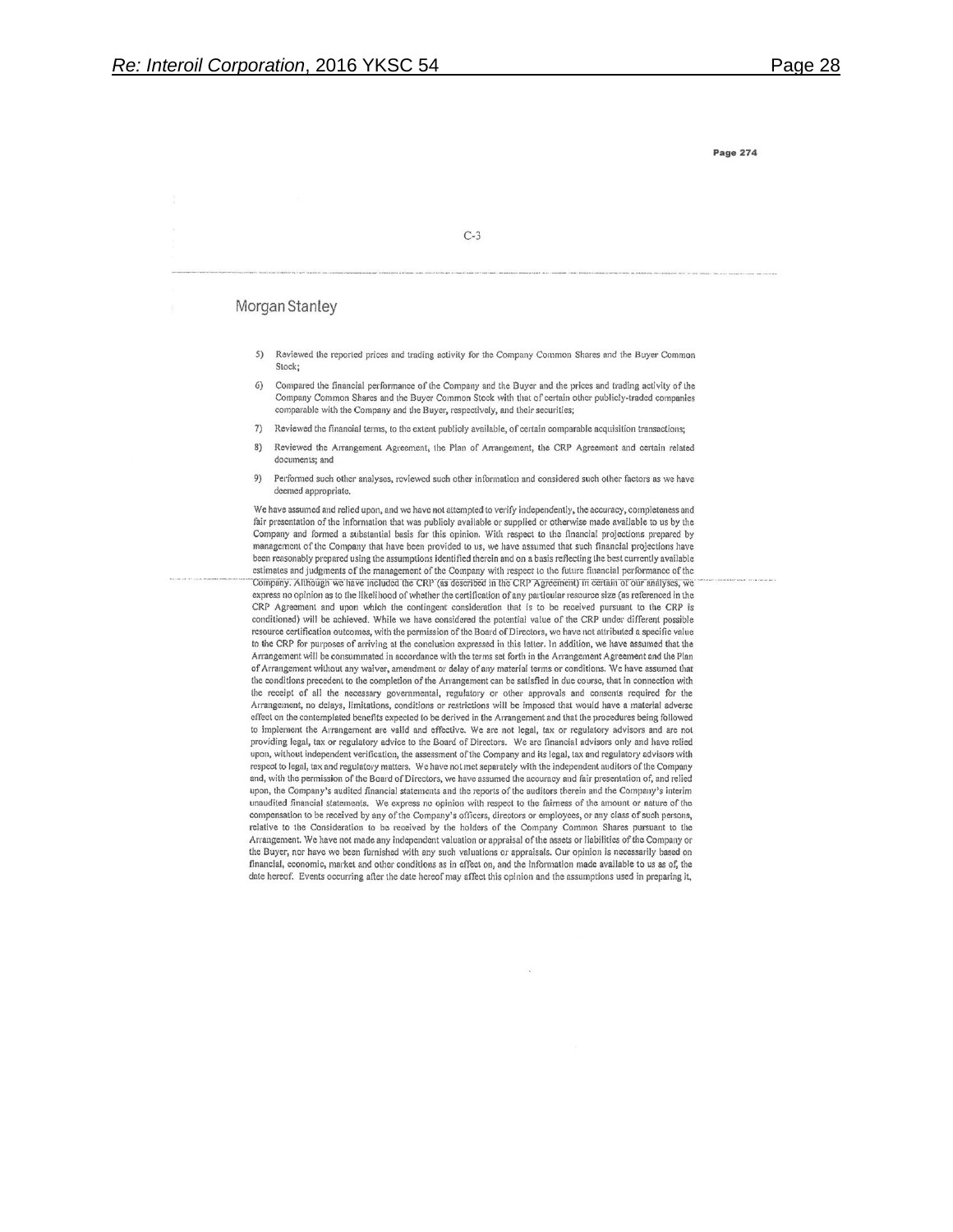Page 274

C-3

Morgan Stanley

5) Reviewed the reported prices and trading activity for the Company Common Shares and the Buyer Common Stock;

6) Compared the financial performance of the Company and the Buyer and the prices and trading activity of the Company Common Shares and the Buyer Common Stock with that of certain other publicly-traded companies comparable with the Company and the Buyer, respectively, and their securities;

7) Reviewed the financial terms, to the extent publicly available, of certain comparable acquisition transactions;

8) Reviewed the Arrangement Agreement, the Plan of Arrangement, the CRP Agreement and certain related documents; and

9) Performed such other analyses, reviewed such other information and considered such other factors as we have deemed appropriate.

We have assumed and relied upon, and we have not attempted to verify independently, the accuracy, completeness and fair presentation of the information that was publicly available or supplied or otherwise made available to us by the Company and formed a substantial basis for this opinion. With respect to the financial projections prepared by management of the Company that have been provided to us, we have assumed that such financial projections have been reasonably prepared using the assumptions identified therein and on a basis reflecting the best currently available estimates and judgments of the management of the Company with respect to the future financial performance of the Company. Although we have included the CRP (as described in the CRP Agreement) in certain of our analyses, we express no opinion as to the likelihood of whether the certification of any particular resource size (as referenced in the CRP Agreement and upon which the contingent consideration that is to be received pursuant to the CRP is conditioned) will be achieved. While we have considered the potential value of the CRP under different possible resource certification outcomes, with the permission of the Board of Directors, we have not attributed a specific value to the CRP for purposes of arriving at the conclusion expressed in this letter. In addition, we have assumed that the Arrangement will be consummated in accordance with the terms set forth in the Arrangement Agreement and the Plan of Arrangement without any waiver, amendment or delay of any material terms or conditions. We have assumed that the conditions precedent to the completion of the Arrangement can be satisfied in due course, that in connection with the receipt of all the necessary governmental, regulatory or other approvals and consents required for the Arrangement, no delays, limitations, conditions or restrictions will be imposed that would have a material adverse effect on the contemplated benefits expected to be derived in the Arrangement and that the procedures being followed to implement the Arrangement are valid and effective. We are not legal, tax or regulatory advisors and are not providing legal, tax or regulatory advice to the Board of Directors. We are financial advisors only and have relied upon, without independent verification, the assessment of the Company and its legal, tax and regulatory advisors with respect to legal, tax and regulatory matters. We have not met separately with the independent auditors of the Company and, with the permission of the Board of Directors, we have assumed the accuracy and fair presentation of, and relied upon, the Company's audited financial statements and the reports of the auditors therein and the Company's interim unaudited financial statements. We express no opinion with respect to the fairness of the amount or nature of the compensation to be received by any of the Company's officers, directors or employees, or any class of such persons, relative to the Consideration to be received by the holders of the Company Common Shares pursuant to the Arrangement. We have not made any independent valuation or appraisal of the assets or liabilities of the Company or the Buyer, nor have we been furnished with any such valuations or appraisals. Our opinion is necessarily based on financial, economic, market and other conditions as in effect on, and the information made available to us as of, the date hereof. Events occurring after the date hereof may affect this opinion and the assumptions used in preparing it,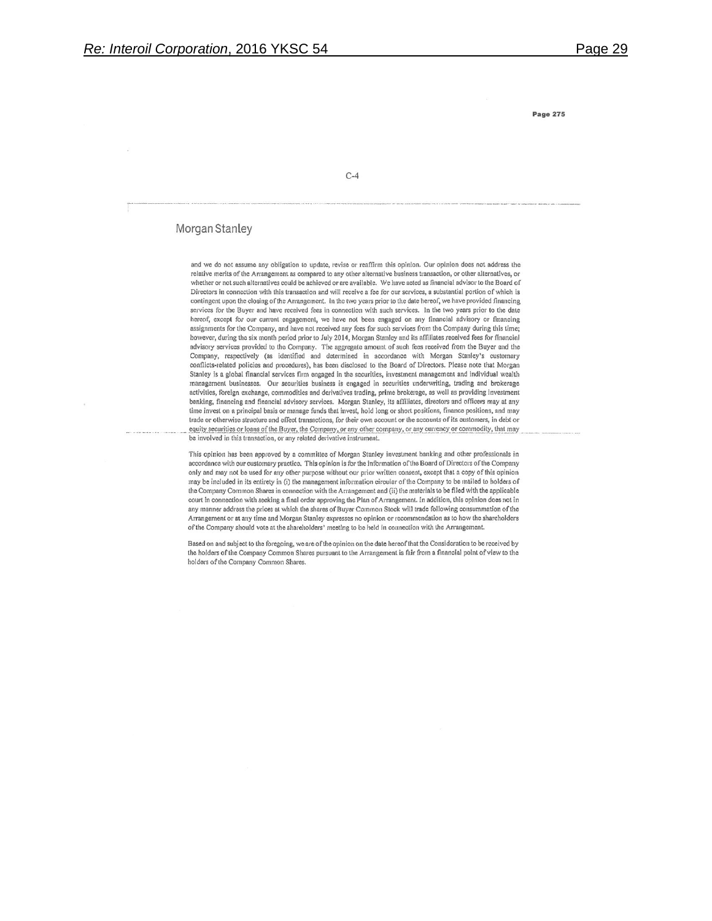Page 275

C-4

Morgan Stanley

and we do not assume any obligation to update, revise or reaffirm this opinion. Our opinion does not address the relative merits of the Arrangement as compared to any other alternative business transaction, or other alternatives, or whether or not such alternatives could be achieved or are available. We have acted as financial advisor to the Board of Directors in connection with this transaction and will receive a fee for our services, a substantial portion of which is contingent upon the closing of the Arrangement. In the two years prior to the date hereof, we have provided financing services for the Buyer and have received fees in connection with such services. In the two years prior to the date hereof, except for our current engagement, we have not been engaged on any financial advisory or financing assignments for the Company, and have not received any fees for such services from the Company during this time; however, during the six month period prior to July 2014, Morgan Stanley and its affiliates received fees for financial advisory services provided to the Company. The aggregate amount of such fees received from the Buyer and the Company, respectively (as identified and determined in accordance with Morgan Stanley's customary conflicts-related policies and procedures), has been disclosed to the Board of Directors. Please note that Morgan Stanley is a global financial services firm engaged in the securities, investment management and individual wealth management businesses. Our securities business is engaged in securities underwriting, trading and brokerage activities, foreign exchange, commodities and derivatives trading, prime brokerage, as well as providing investment banking, financing and financial advisory services. Morgan Stanley, its affiliates, directors and officers may at any time invest on a principal basis or manage funds that invest, hold long or short positions, finance positions, and may trade or otherwise structure and effect transactions, for their own account or the accounts of its customers, in debt or equity securities or loans of the Buyer, the Company, or any other company, or any currency or commodity, that may be involved in this transaction, or any related derivative instrument.

This opinion has been approved by a committee of Morgan Stanley investment banking and other professionals in accordance with our customary practice. This opinion is for the information of the Board of Directors of the Company only and may not be used for any other purpose without our prior written consent, except that a copy of this opinion may be included in its entirety in (i) the management information circular of the Company to be mailed to holders of the Company Common Shares in connection with the Arrangement and (ii) the materials to be filed with the applicable court in connection with seeking a final order approving the Plan of Arrangement. In addition, this opinion does not in any manner address the prices at which the shares of Buyer Common Stock will trade following consummation of the Arrangement or at any time and Morgan Stanley expresses no opinion or recommendation as to how the shareholders of the Company should vote at the shareholders' meeting to be held in connection with the Arrangement.

Based on and subject to the foregoing, we are of the opinion on the date hereof that the Consideration to be received by the holders of the Company Common Shares pursuant to the Arrangement is fair from a financial point of view to the holders of the Company Common Shares.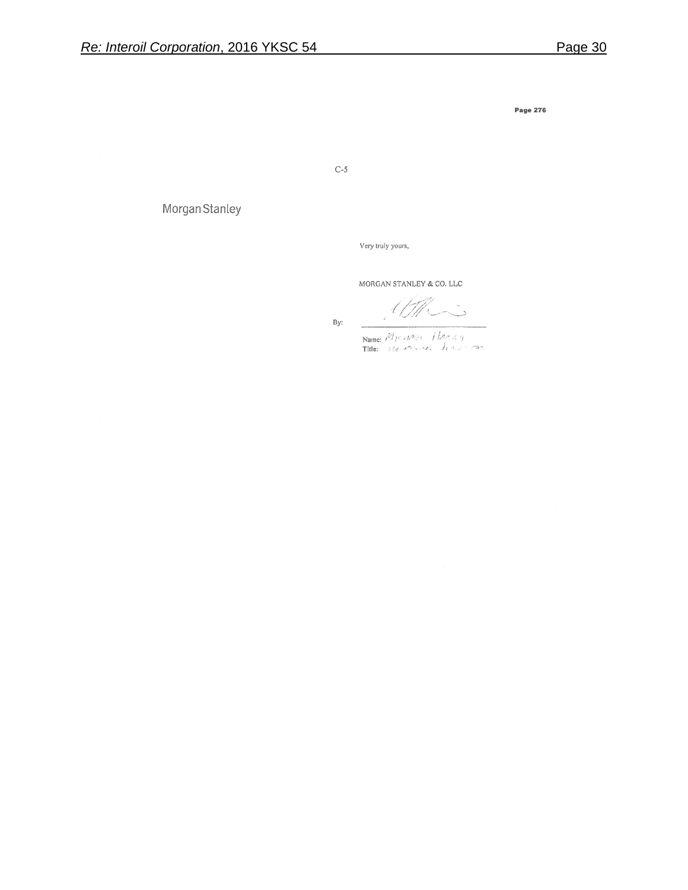C-5

Morgan Stanley

Very truly yours,

MORGAN STANLEY & CO. LLC

By: \_\_\_\_\_\_\_\_\_\_\_\_\_\_\_\_\_\_\_\_\_\_\_\_\_\_\_\_\_\_

Name: Michael Harvey

Title: Managing Director